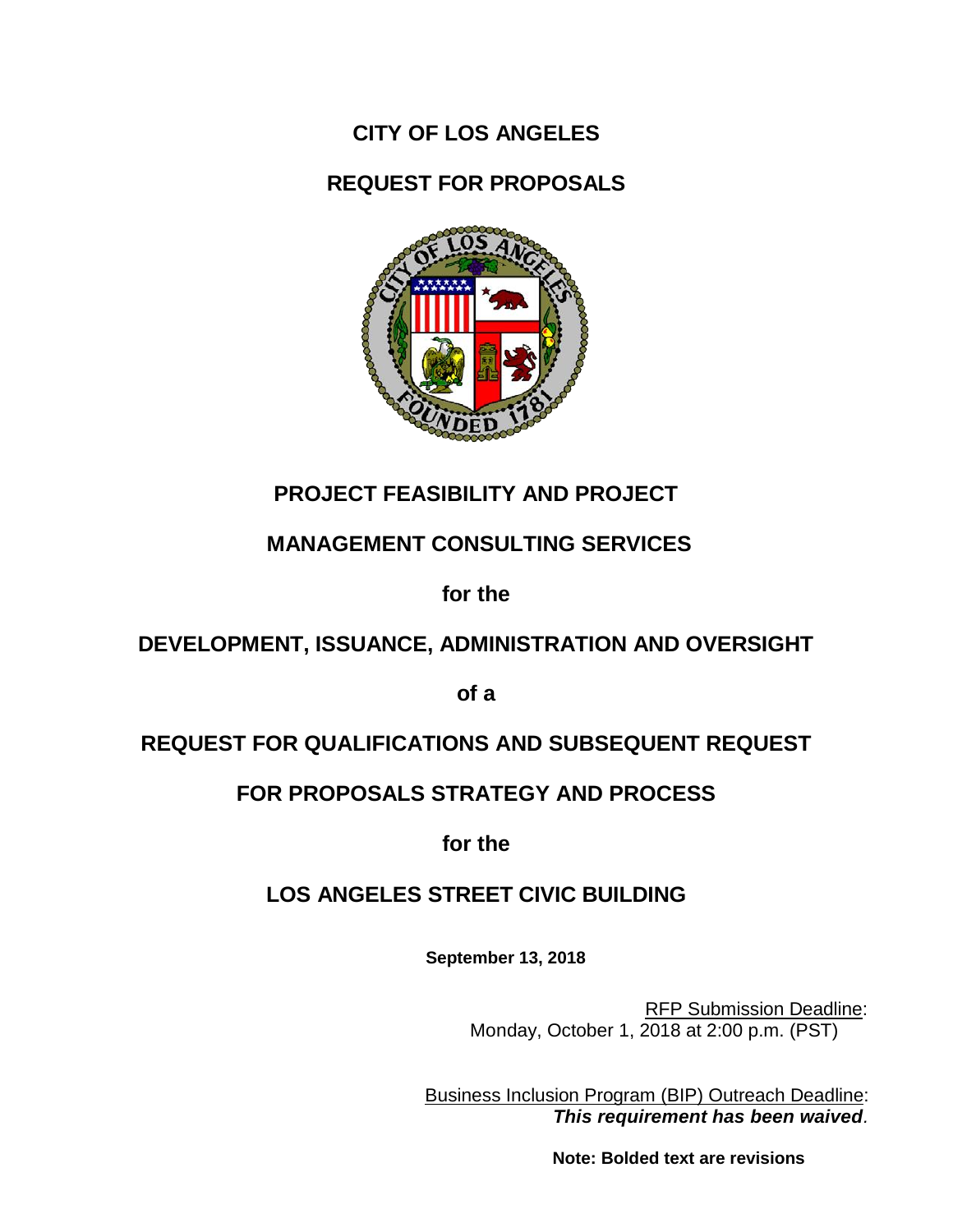# CITY OF LOS ANGELES

# REQUEST FOR PROPOSALS

## PROJECT FEASIBILITY AND PROJECT MANAGEMENT CONSULTING SERVICES

## for the

## DEVELOPMENT, ISSUANCE, ADMINISTRATION AND OVERSIGHT

## of a

## REQUEST FOR QUALIFICATIONS AND SUBSEQUENT REQUEST FOR PROPOSALS STRATEGY AND PROCESS

## for the

## LOS ANGELES STREET CIVIC BUILDING

**September 13, 2018**

RFP Submission Deadline:
Monday, October 1, 2018 at 2:00 p.m. (PST)

Business Inclusion Program (BIP) Outreach Deadline:
***This requirement has been waived*.**

**Note: Bolded text are revisions**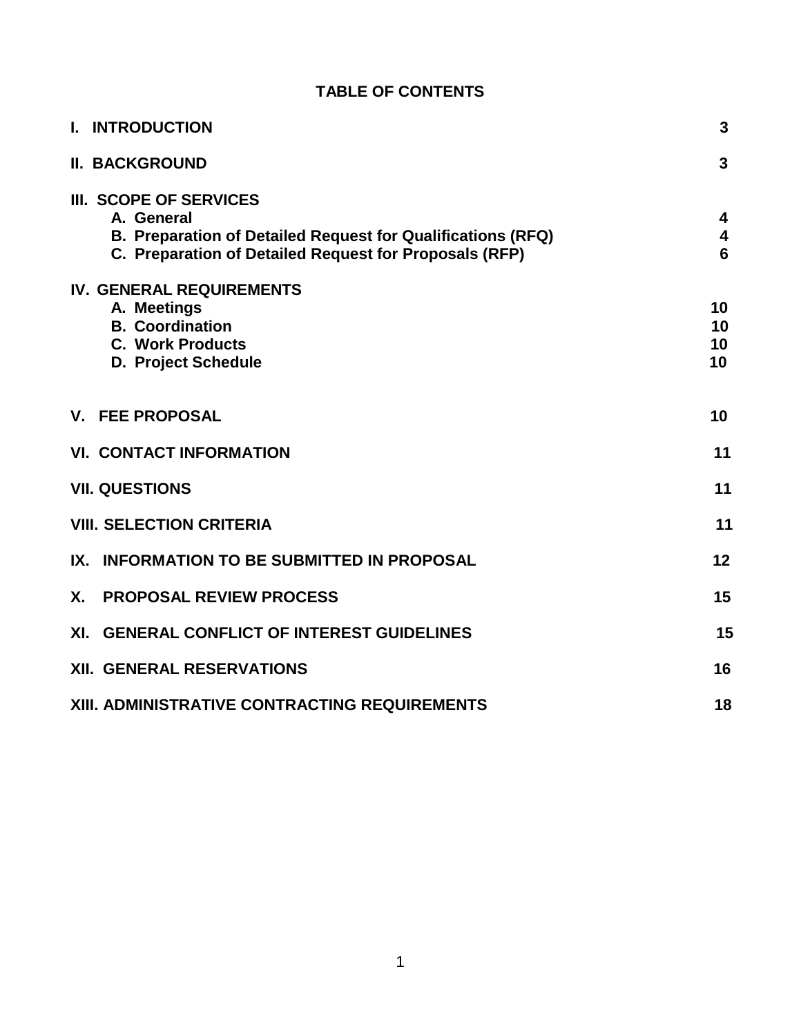## TABLE OF CONTENTS

| | |
|---|---|
| **I. INTRODUCTION** | **3** |
| **II. BACKGROUND** | **3** |
| **III. SCOPE OF SERVICES** | |
| **A. General** | **4** |
| **B. Preparation of Detailed Request for Qualifications (RFQ)** | **4** |
| **C. Preparation of Detailed Request for Proposals (RFP)** | **6** |
| **IV. GENERAL REQUIREMENTS** | |
| **A. Meetings** | **10** |
| **B. Coordination** | **10** |
| **C. Work Products** | **10** |
| **D. Project Schedule** | **10** |
| **V. FEE PROPOSAL** | **10** |
| **VI. CONTACT INFORMATION** | **11** |
| **VII. QUESTIONS** | **11** |
| **VIII. SELECTION CRITERIA** | **11** |
| **IX. INFORMATION TO BE SUBMITTED IN PROPOSAL** | **12** |
| **X. PROPOSAL REVIEW PROCESS** | **15** |
| **XI. GENERAL CONFLICT OF INTEREST GUIDELINES** | **15** |
| **XII. GENERAL RESERVATIONS** | **16** |
| **XIII. ADMINISTRATIVE CONTRACTING REQUIREMENTS** | **18** |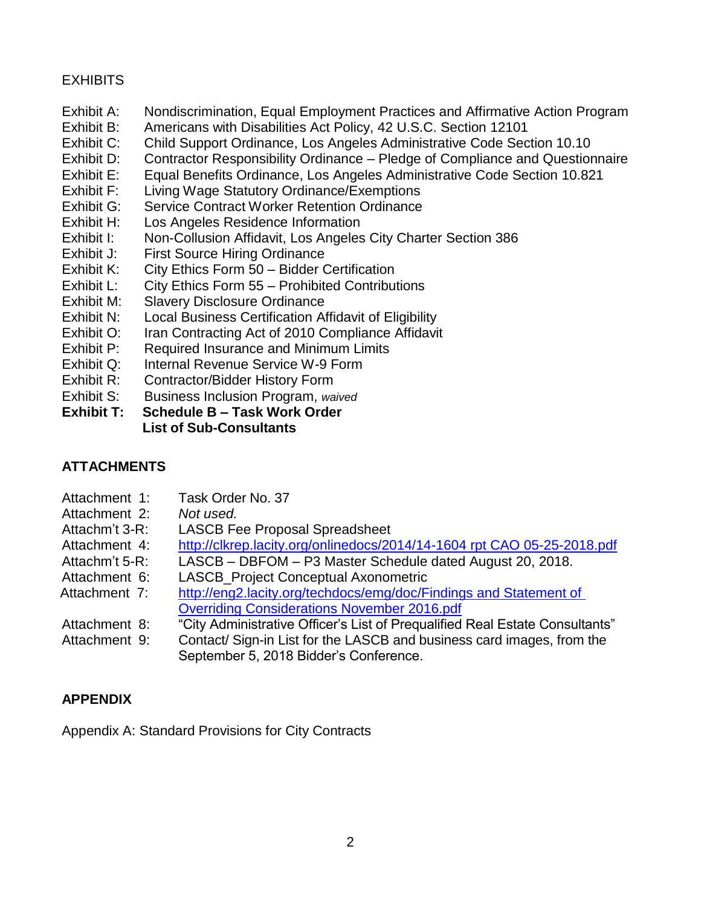EXHIBITS

Exhibit A: Nondiscrimination, Equal Employment Practices and Affirmative Action Program
Exhibit B: Americans with Disabilities Act Policy, 42 U.S.C. Section 12101
Exhibit C: Child Support Ordinance, Los Angeles Administrative Code Section 10.10
Exhibit D: Contractor Responsibility Ordinance – Pledge of Compliance and Questionnaire
Exhibit E: Equal Benefits Ordinance, Los Angeles Administrative Code Section 10.821
Exhibit F: Living Wage Statutory Ordinance/Exemptions
Exhibit G: Service Contract Worker Retention Ordinance
Exhibit H: Los Angeles Residence Information
Exhibit I: Non-Collusion Affidavit, Los Angeles City Charter Section 386
Exhibit J: First Source Hiring Ordinance
Exhibit K: City Ethics Form 50 – Bidder Certification
Exhibit L: City Ethics Form 55 – Prohibited Contributions
Exhibit M: Slavery Disclosure Ordinance
Exhibit N: Local Business Certification Affidavit of Eligibility
Exhibit O: Iran Contracting Act of 2010 Compliance Affidavit
Exhibit P: Required Insurance and Minimum Limits
Exhibit Q: Internal Revenue Service W-9 Form
Exhibit R: Contractor/Bidder History Form
Exhibit S: Business Inclusion Program, *waived*
**Exhibit T: Schedule B – Task Work Order**
**List of Sub-Consultants**

## ATTACHMENTS

Attachment 1: Task Order No. 37
Attachment 2: *Not used.*
Attachm't 3-R: LASCB Fee Proposal Spreadsheet
Attachment 4: http://clkrep.lacity.org/onlinedocs/2014/14-1604 rpt CAO 05-25-2018.pdf
Attachm't 5-R: LASCB – DBFOM – P3 Master Schedule dated August 20, 2018.
Attachment 6: LASCB_Project Conceptual Axonometric
Attachment 7: http://eng2.lacity.org/techdocs/emg/doc/Findings and Statement of Overriding Considerations November 2016.pdf
Attachment 8: "City Administrative Officer's List of Prequalified Real Estate Consultants"
Attachment 9: Contact/ Sign-in List for the LASCB and business card images, from the September 5, 2018 Bidder's Conference.

## APPENDIX

Appendix A: Standard Provisions for City Contracts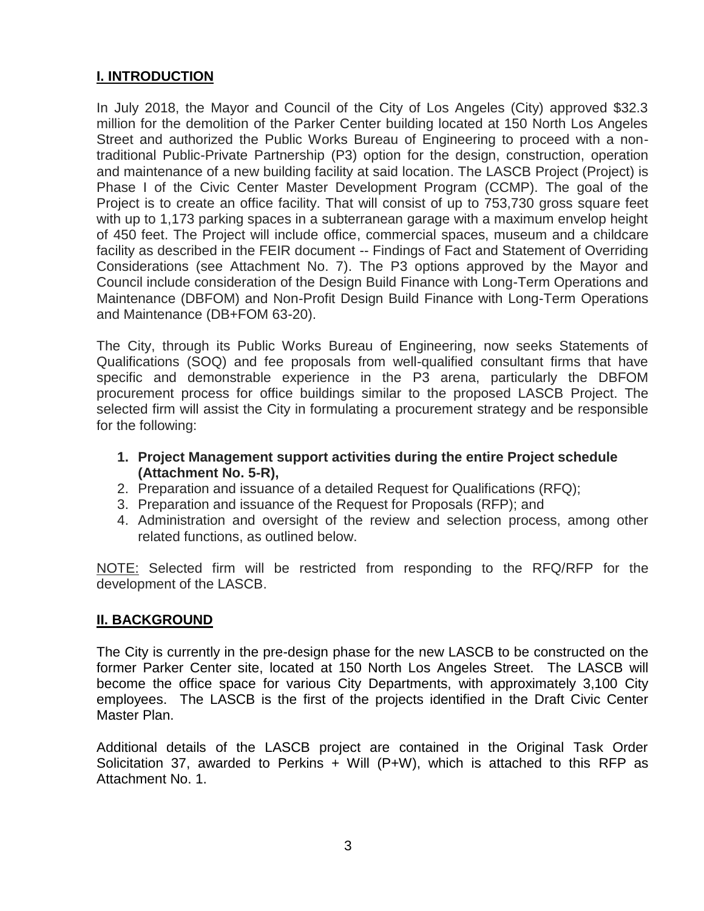## **I. INTRODUCTION**

In July 2018, the Mayor and Council of the City of Los Angeles (City) approved $32.3 million for the demolition of the Parker Center building located at 150 North Los Angeles Street and authorized the Public Works Bureau of Engineering to proceed with a non-traditional Public-Private Partnership (P3) option for the design, construction, operation and maintenance of a new building facility at said location. The LASCB Project (Project) is Phase I of the Civic Center Master Development Program (CCMP). The goal of the Project is to create an office facility. That will consist of up to 753,730 gross square feet with up to 1,173 parking spaces in a subterranean garage with a maximum envelop height of 450 feet. The Project will include office, commercial spaces, museum and a childcare facility as described in the FEIR document -- Findings of Fact and Statement of Overriding Considerations (see Attachment No. 7). The P3 options approved by the Mayor and Council include consideration of the Design Build Finance with Long-Term Operations and Maintenance (DBFOM) and Non-Profit Design Build Finance with Long-Term Operations and Maintenance (DB+FOM 63-20).

The City, through its Public Works Bureau of Engineering, now seeks Statements of Qualifications (SOQ) and fee proposals from well-qualified consultant firms that have specific and demonstrable experience in the P3 arena, particularly the DBFOM procurement process for office buildings similar to the proposed LASCB Project. The selected firm will assist the City in formulating a procurement strategy and be responsible for the following:

1. **Project Management support activities during the entire Project schedule (Attachment No. 5-R),**
2. Preparation and issuance of a detailed Request for Qualifications (RFQ);
3. Preparation and issuance of the Request for Proposals (RFP); and
4. Administration and oversight of the review and selection process, among other related functions, as outlined below.

NOTE: Selected firm will be restricted from responding to the RFQ/RFP for the development of the LASCB.

## **II. BACKGROUND**

The City is currently in the pre-design phase for the new LASCB to be constructed on the former Parker Center site, located at 150 North Los Angeles Street. The LASCB will become the office space for various City Departments, with approximately 3,100 City employees. The LASCB is the first of the projects identified in the Draft Civic Center Master Plan.

Additional details of the LASCB project are contained in the Original Task Order Solicitation 37, awarded to Perkins + Will (P+W), which is attached to this RFP as Attachment No. 1.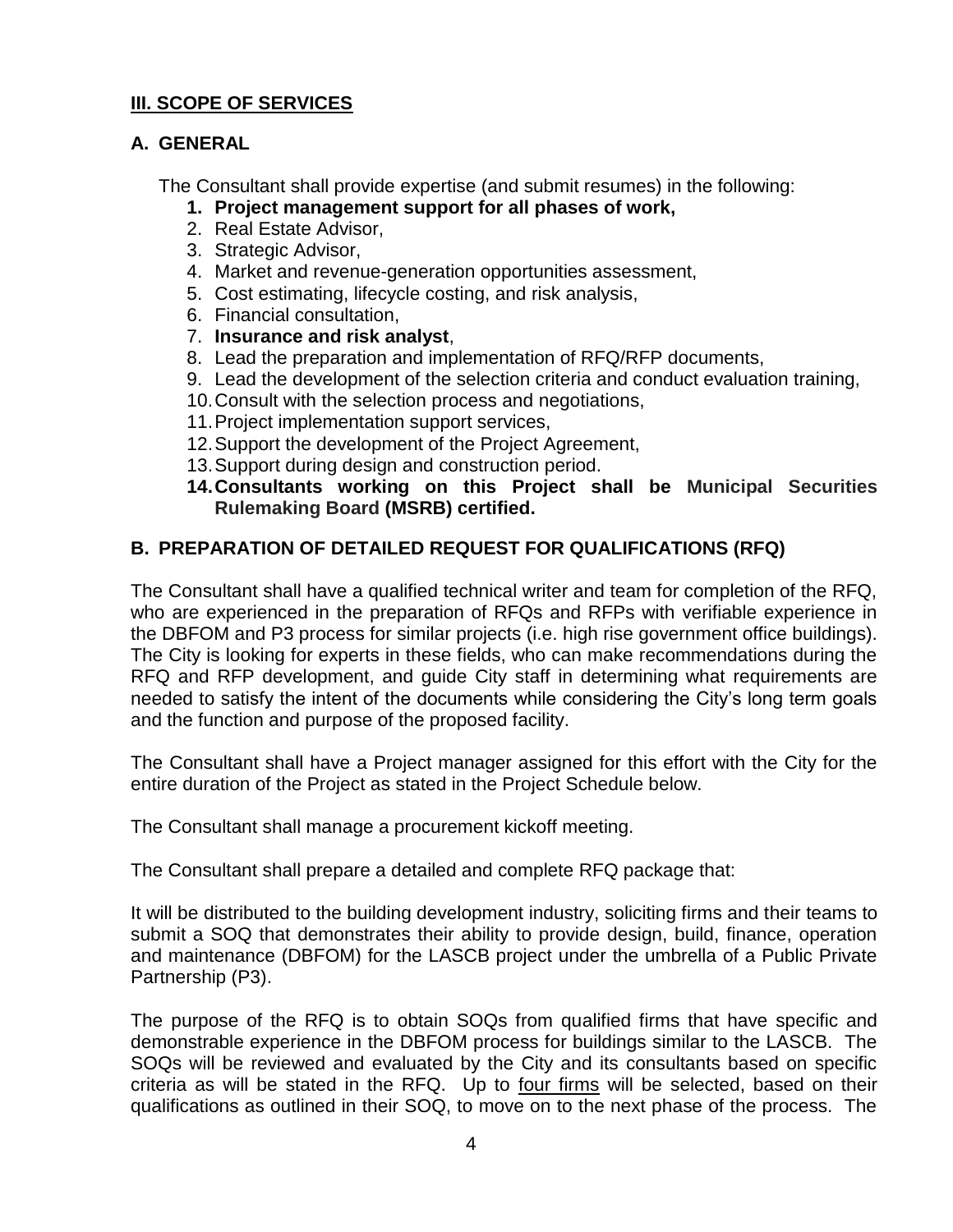## **III. SCOPE OF SERVICES**

### **A. GENERAL**

The Consultant shall provide expertise (and submit resumes) in the following:

1. **Project management support for all phases of work,**
2. Real Estate Advisor,
3. Strategic Advisor,
4. Market and revenue-generation opportunities assessment,
5. Cost estimating, lifecycle costing, and risk analysis,
6. Financial consultation,
7. **Insurance and risk analyst**,
8. Lead the preparation and implementation of RFQ/RFP documents,
9. Lead the development of the selection criteria and conduct evaluation training,
10. Consult with the selection process and negotiations,
11. Project implementation support services,
12. Support the development of the Project Agreement,
13. Support during design and construction period.
14. **Consultants working on this Project shall be Municipal Securities Rulemaking Board (MSRB) certified.**

### **B. PREPARATION OF DETAILED REQUEST FOR QUALIFICATIONS (RFQ)**

The Consultant shall have a qualified technical writer and team for completion of the RFQ, who are experienced in the preparation of RFQs and RFPs with verifiable experience in the DBFOM and P3 process for similar projects (i.e. high rise government office buildings). The City is looking for experts in these fields, who can make recommendations during the RFQ and RFP development, and guide City staff in determining what requirements are needed to satisfy the intent of the documents while considering the City's long term goals and the function and purpose of the proposed facility.

The Consultant shall have a Project manager assigned for this effort with the City for the entire duration of the Project as stated in the Project Schedule below.

The Consultant shall manage a procurement kickoff meeting.

The Consultant shall prepare a detailed and complete RFQ package that:

It will be distributed to the building development industry, soliciting firms and their teams to submit a SOQ that demonstrates their ability to provide design, build, finance, operation and maintenance (DBFOM) for the LASCB project under the umbrella of a Public Private Partnership (P3).

The purpose of the RFQ is to obtain SOQs from qualified firms that have specific and demonstrable experience in the DBFOM process for buildings similar to the LASCB. The SOQs will be reviewed and evaluated by the City and its consultants based on specific criteria as will be stated in the RFQ. Up to four firms will be selected, based on their qualifications as outlined in their SOQ, to move on to the next phase of the process. The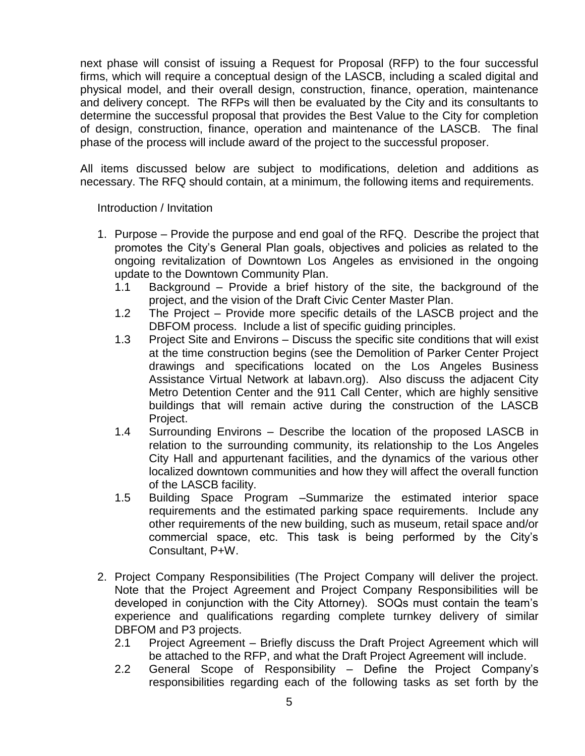next phase will consist of issuing a Request for Proposal (RFP) to the four successful firms, which will require a conceptual design of the LASCB, including a scaled digital and physical model, and their overall design, construction, finance, operation, maintenance and delivery concept. The RFPs will then be evaluated by the City and its consultants to determine the successful proposal that provides the Best Value to the City for completion of design, construction, finance, operation and maintenance of the LASCB. The final phase of the process will include award of the project to the successful proposer.

All items discussed below are subject to modifications, deletion and additions as necessary. The RFQ should contain, at a minimum, the following items and requirements.

Introduction / Invitation

1. Purpose – Provide the purpose and end goal of the RFQ. Describe the project that promotes the City's General Plan goals, objectives and policies as related to the ongoing revitalization of Downtown Los Angeles as envisioned in the ongoing update to the Downtown Community Plan.
   - 1.1 Background – Provide a brief history of the site, the background of the project, and the vision of the Draft Civic Center Master Plan.
   - 1.2 The Project – Provide more specific details of the LASCB project and the DBFOM process. Include a list of specific guiding principles.
   - 1.3 Project Site and Environs – Discuss the specific site conditions that will exist at the time construction begins (see the Demolition of Parker Center Project drawings and specifications located on the Los Angeles Business Assistance Virtual Network at labavn.org). Also discuss the adjacent City Metro Detention Center and the 911 Call Center, which are highly sensitive buildings that will remain active during the construction of the LASCB Project.
   - 1.4 Surrounding Environs – Describe the location of the proposed LASCB in relation to the surrounding community, its relationship to the Los Angeles City Hall and appurtenant facilities, and the dynamics of the various other localized downtown communities and how they will affect the overall function of the LASCB facility.
   - 1.5 Building Space Program –Summarize the estimated interior space requirements and the estimated parking space requirements. Include any other requirements of the new building, such as museum, retail space and/or commercial space, etc. This task is being performed by the City's Consultant, P+W.

2. Project Company Responsibilities (The Project Company will deliver the project. Note that the Project Agreement and Project Company Responsibilities will be developed in conjunction with the City Attorney). SOQs must contain the team's experience and qualifications regarding complete turnkey delivery of similar DBFOM and P3 projects.
   - 2.1 Project Agreement – Briefly discuss the Draft Project Agreement which will be attached to the RFP, and what the Draft Project Agreement will include.
   - 2.2 General Scope of Responsibility – Define the Project Company's responsibilities regarding each of the following tasks as set forth by the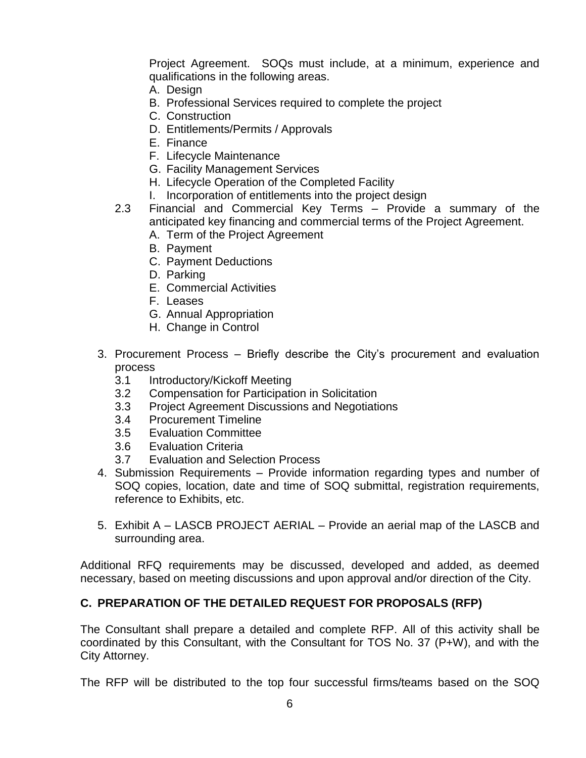Project Agreement. SOQs must include, at a minimum, experience and qualifications in the following areas.

A. Design
B. Professional Services required to complete the project
C. Construction
D. Entitlements/Permits / Approvals
E. Finance
F. Lifecycle Maintenance
G. Facility Management Services
H. Lifecycle Operation of the Completed Facility
I. Incorporation of entitlements into the project design

2.3 Financial and Commercial Key Terms – Provide a summary of the anticipated key financing and commercial terms of the Project Agreement.

A. Term of the Project Agreement
B. Payment
C. Payment Deductions
D. Parking
E. Commercial Activities
F. Leases
G. Annual Appropriation
H. Change in Control

3. Procurement Process – Briefly describe the City's procurement and evaluation process
   - 3.1 Introductory/Kickoff Meeting
   - 3.2 Compensation for Participation in Solicitation
   - 3.3 Project Agreement Discussions and Negotiations
   - 3.4 Procurement Timeline
   - 3.5 Evaluation Committee
   - 3.6 Evaluation Criteria
   - 3.7 Evaluation and Selection Process
4. Submission Requirements – Provide information regarding types and number of SOQ copies, location, date and time of SOQ submittal, registration requirements, reference to Exhibits, etc.

5. Exhibit A – LASCB PROJECT AERIAL – Provide an aerial map of the LASCB and surrounding area.

Additional RFQ requirements may be discussed, developed and added, as deemed necessary, based on meeting discussions and upon approval and/or direction of the City.

**C. PREPARATION OF THE DETAILED REQUEST FOR PROPOSALS (RFP)**

The Consultant shall prepare a detailed and complete RFP. All of this activity shall be coordinated by this Consultant, with the Consultant for TOS No. 37 (P+W), and with the City Attorney.

The RFP will be distributed to the top four successful firms/teams based on the SOQ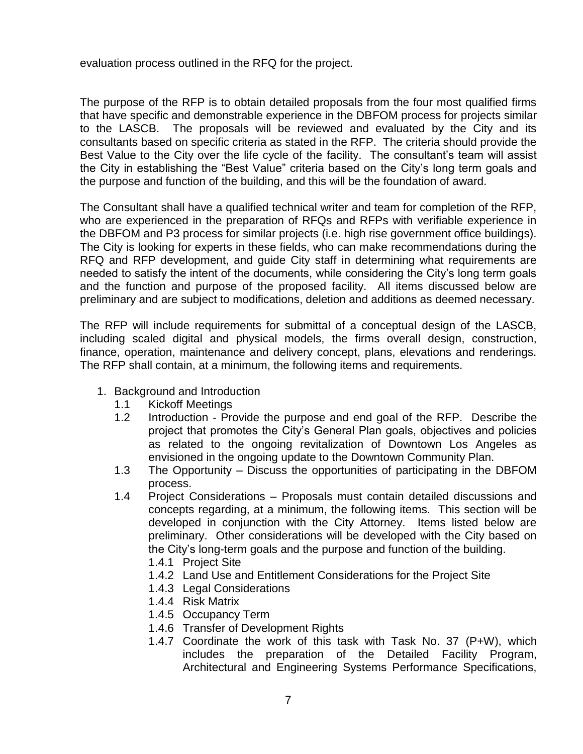evaluation process outlined in the RFQ for the project.

The purpose of the RFP is to obtain detailed proposals from the four most qualified firms that have specific and demonstrable experience in the DBFOM process for projects similar to the LASCB. The proposals will be reviewed and evaluated by the City and its consultants based on specific criteria as stated in the RFP. The criteria should provide the Best Value to the City over the life cycle of the facility. The consultant's team will assist the City in establishing the "Best Value" criteria based on the City's long term goals and the purpose and function of the building, and this will be the foundation of award.

The Consultant shall have a qualified technical writer and team for completion of the RFP, who are experienced in the preparation of RFQs and RFPs with verifiable experience in the DBFOM and P3 process for similar projects (i.e. high rise government office buildings). The City is looking for experts in these fields, who can make recommendations during the RFQ and RFP development, and guide City staff in determining what requirements are needed to satisfy the intent of the documents, while considering the City's long term goals and the function and purpose of the proposed facility. All items discussed below are preliminary and are subject to modifications, deletion and additions as deemed necessary.

The RFP will include requirements for submittal of a conceptual design of the LASCB, including scaled digital and physical models, the firms overall design, construction, finance, operation, maintenance and delivery concept, plans, elevations and renderings. The RFP shall contain, at a minimum, the following items and requirements.

1. Background and Introduction
   - 1.1 Kickoff Meetings
   - 1.2 Introduction - Provide the purpose and end goal of the RFP. Describe the project that promotes the City's General Plan goals, objectives and policies as related to the ongoing revitalization of Downtown Los Angeles as envisioned in the ongoing update to the Downtown Community Plan.
   - 1.3 The Opportunity – Discuss the opportunities of participating in the DBFOM process.
   - 1.4 Project Considerations – Proposals must contain detailed discussions and concepts regarding, at a minimum, the following items. This section will be developed in conjunction with the City Attorney. Items listed below are preliminary. Other considerations will be developed with the City based on the City's long-term goals and the purpose and function of the building.
     - 1.4.1 Project Site
     - 1.4.2 Land Use and Entitlement Considerations for the Project Site
     - 1.4.3 Legal Considerations
     - 1.4.4 Risk Matrix
     - 1.4.5 Occupancy Term
     - 1.4.6 Transfer of Development Rights
     - 1.4.7 Coordinate the work of this task with Task No. 37 (P+W), which includes the preparation of the Detailed Facility Program, Architectural and Engineering Systems Performance Specifications,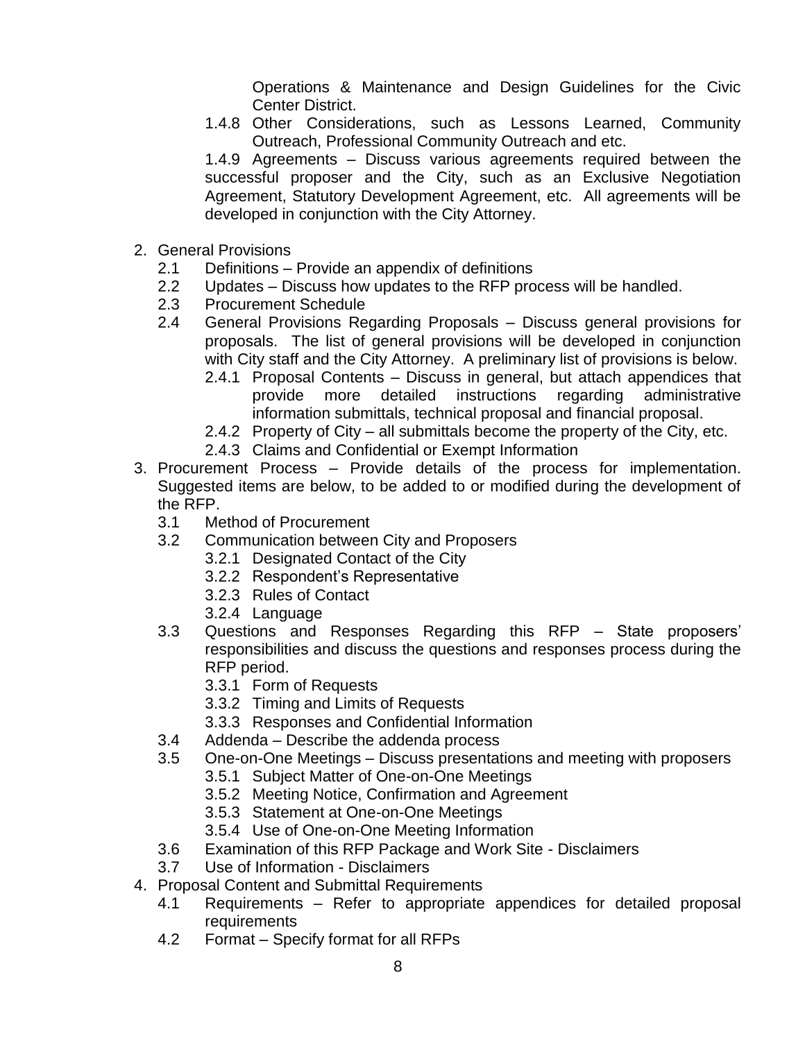Operations & Maintenance and Design Guidelines for the Civic Center District.

1.4.8 Other Considerations, such as Lessons Learned, Community Outreach, Professional Community Outreach and etc.

1.4.9 Agreements – Discuss various agreements required between the successful proposer and the City, such as an Exclusive Negotiation Agreement, Statutory Development Agreement, etc. All agreements will be developed in conjunction with the City Attorney.

2. General Provisions
   - 2.1 Definitions – Provide an appendix of definitions
   - 2.2 Updates – Discuss how updates to the RFP process will be handled.
   - 2.3 Procurement Schedule
   - 2.4 General Provisions Regarding Proposals – Discuss general provisions for proposals. The list of general provisions will be developed in conjunction with City staff and the City Attorney. A preliminary list of provisions is below.
     - 2.4.1 Proposal Contents – Discuss in general, but attach appendices that provide more detailed instructions regarding administrative information submittals, technical proposal and financial proposal.
     - 2.4.2 Property of City – all submittals become the property of the City, etc.
     - 2.4.3 Claims and Confidential or Exempt Information
3. Procurement Process – Provide details of the process for implementation. Suggested items are below, to be added to or modified during the development of the RFP.
   - 3.1 Method of Procurement
   - 3.2 Communication between City and Proposers
     - 3.2.1 Designated Contact of the City
     - 3.2.2 Respondent's Representative
     - 3.2.3 Rules of Contact
     - 3.2.4 Language
   - 3.3 Questions and Responses Regarding this RFP – State proposers' responsibilities and discuss the questions and responses process during the RFP period.
     - 3.3.1 Form of Requests
     - 3.3.2 Timing and Limits of Requests
     - 3.3.3 Responses and Confidential Information
   - 3.4 Addenda – Describe the addenda process
   - 3.5 One-on-One Meetings – Discuss presentations and meeting with proposers
     - 3.5.1 Subject Matter of One-on-One Meetings
     - 3.5.2 Meeting Notice, Confirmation and Agreement
     - 3.5.3 Statement at One-on-One Meetings
     - 3.5.4 Use of One-on-One Meeting Information
   - 3.6 Examination of this RFP Package and Work Site - Disclaimers
   - 3.7 Use of Information - Disclaimers
4. Proposal Content and Submittal Requirements
   - 4.1 Requirements – Refer to appropriate appendices for detailed proposal requirements
   - 4.2 Format – Specify format for all RFPs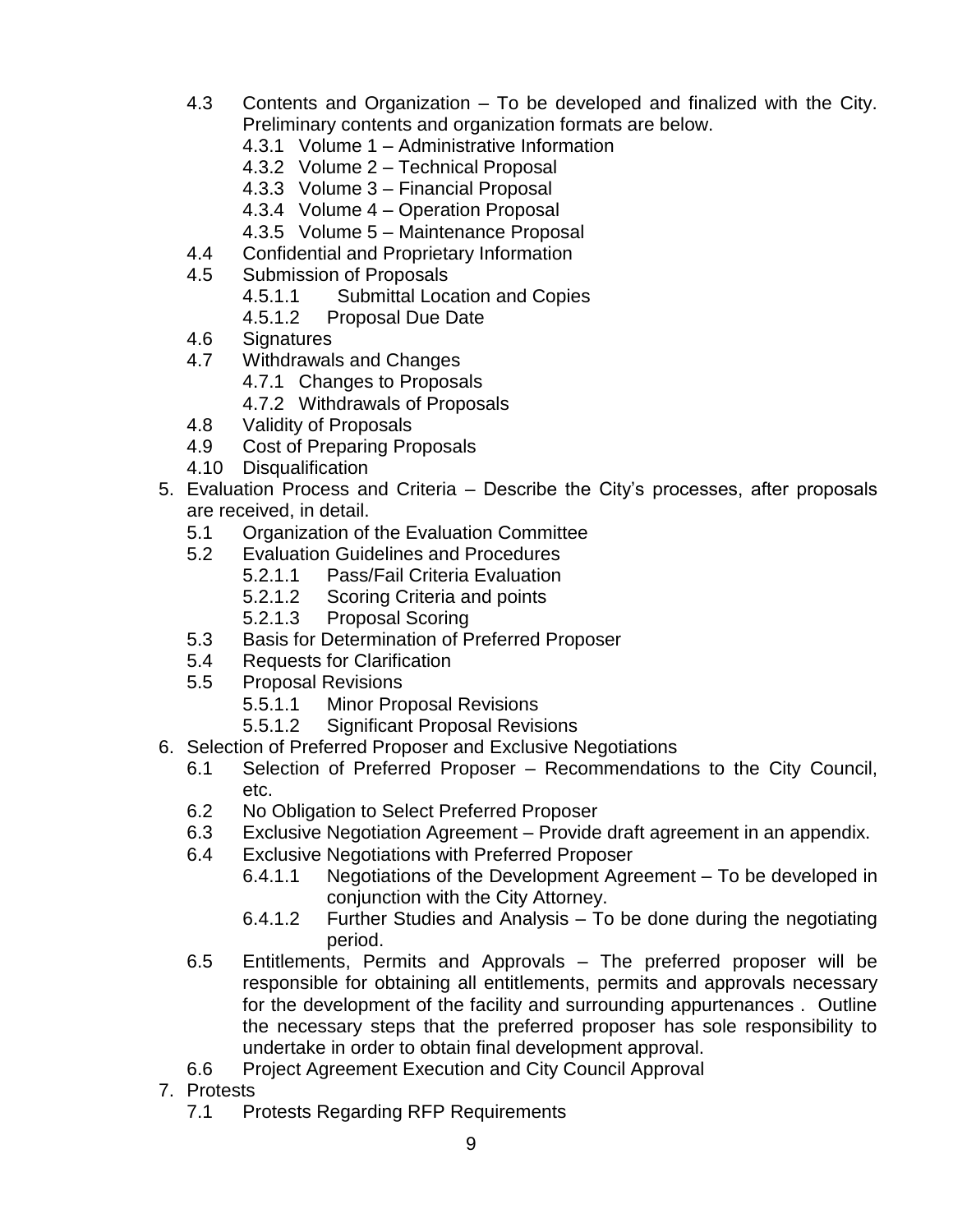- 4.3 Contents and Organization – To be developed and finalized with the City. Preliminary contents and organization formats are below.
  - 4.3.1 Volume 1 – Administrative Information
  - 4.3.2 Volume 2 – Technical Proposal
  - 4.3.3 Volume 3 – Financial Proposal
  - 4.3.4 Volume 4 – Operation Proposal
  - 4.3.5 Volume 5 – Maintenance Proposal
- 4.4 Confidential and Proprietary Information
- 4.5 Submission of Proposals
  - 4.5.1.1 Submittal Location and Copies
  - 4.5.1.2 Proposal Due Date
- 4.6 Signatures
- 4.7 Withdrawals and Changes
  - 4.7.1 Changes to Proposals
  - 4.7.2 Withdrawals of Proposals
- 4.8 Validity of Proposals
- 4.9 Cost of Preparing Proposals
- 4.10 Disqualification

5. Evaluation Process and Criteria – Describe the City's processes, after proposals are received, in detail.
   - 5.1 Organization of the Evaluation Committee
   - 5.2 Evaluation Guidelines and Procedures
     - 5.2.1.1 Pass/Fail Criteria Evaluation
     - 5.2.1.2 Scoring Criteria and points
     - 5.2.1.3 Proposal Scoring
   - 5.3 Basis for Determination of Preferred Proposer
   - 5.4 Requests for Clarification
   - 5.5 Proposal Revisions
     - 5.5.1.1 Minor Proposal Revisions
     - 5.5.1.2 Significant Proposal Revisions
6. Selection of Preferred Proposer and Exclusive Negotiations
   - 6.1 Selection of Preferred Proposer – Recommendations to the City Council, etc.
   - 6.2 No Obligation to Select Preferred Proposer
   - 6.3 Exclusive Negotiation Agreement – Provide draft agreement in an appendix.
   - 6.4 Exclusive Negotiations with Preferred Proposer
     - 6.4.1.1 Negotiations of the Development Agreement – To be developed in conjunction with the City Attorney.
     - 6.4.1.2 Further Studies and Analysis – To be done during the negotiating period.
   - 6.5 Entitlements, Permits and Approvals – The preferred proposer will be responsible for obtaining all entitlements, permits and approvals necessary for the development of the facility and surrounding appurtenances . Outline the necessary steps that the preferred proposer has sole responsibility to undertake in order to obtain final development approval.
   - 6.6 Project Agreement Execution and City Council Approval
7. Protests
   - 7.1 Protests Regarding RFP Requirements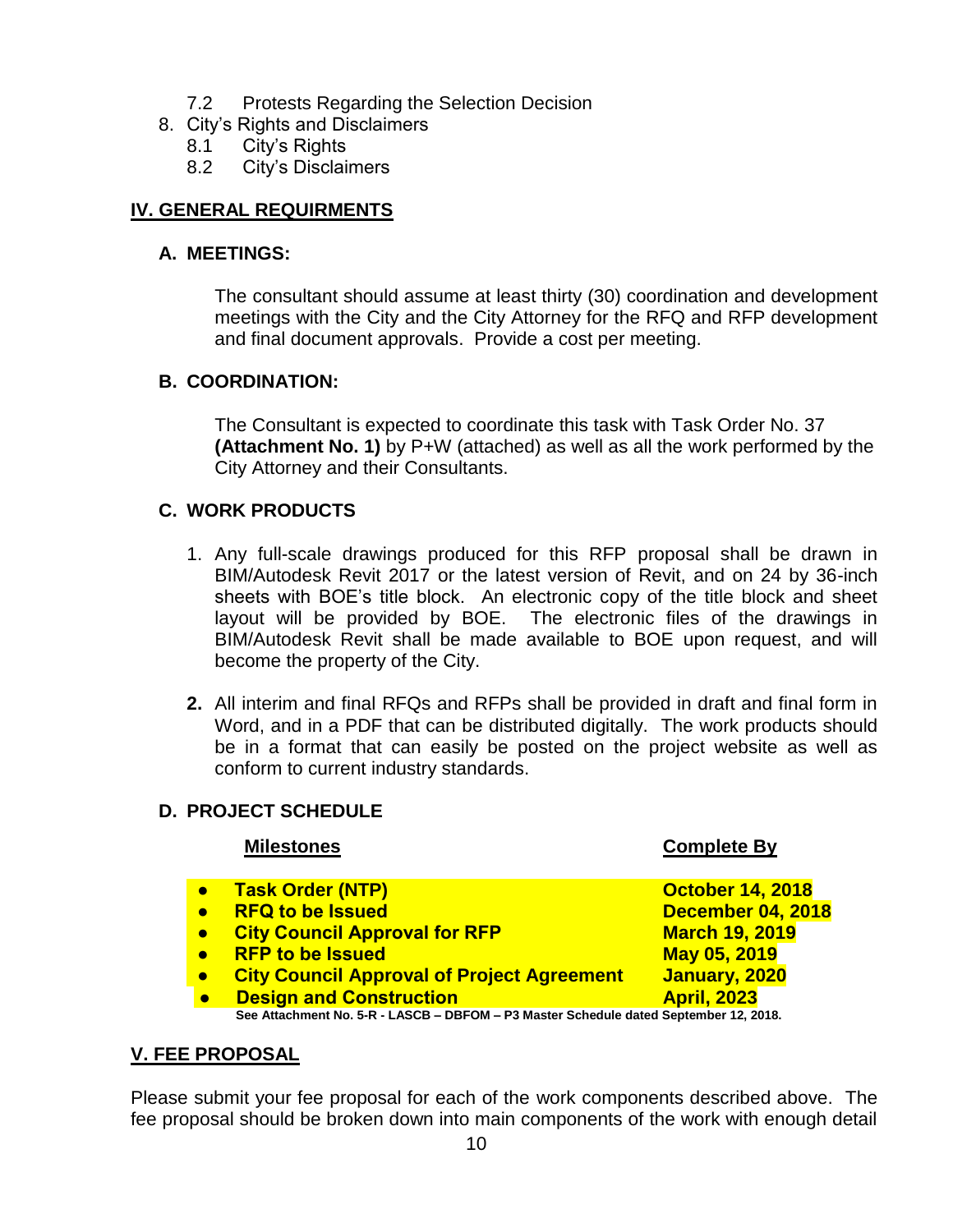7.2 Protests Regarding the Selection Decision
8. City's Rights and Disclaimers
    8.1 City's Rights
    8.2 City's Disclaimers

## IV. GENERAL REQUIRMENTS

### A. MEETINGS:

The consultant should assume at least thirty (30) coordination and development meetings with the City and the City Attorney for the RFQ and RFP development and final document approvals. Provide a cost per meeting.

### B. COORDINATION:

The Consultant is expected to coordinate this task with Task Order No. 37 **(Attachment No. 1)** by P+W (attached) as well as all the work performed by the City Attorney and their Consultants.

### C. WORK PRODUCTS

1. Any full-scale drawings produced for this RFP proposal shall be drawn in BIM/Autodesk Revit 2017 or the latest version of Revit, and on 24 by 36-inch sheets with BOE's title block. An electronic copy of the title block and sheet layout will be provided by BOE. The electronic files of the drawings in BIM/Autodesk Revit shall be made available to BOE upon request, and will become the property of the City.

2. All interim and final RFQs and RFPs shall be provided in draft and final form in Word, and in a PDF that can be distributed digitally. The work products should be in a format that can easily be posted on the project website as well as conform to current industry standards.

### D. PROJECT SCHEDULE

| Milestones | Complete By |
|---|---|
| **Task Order (NTP)** | **October 14, 2018** |
| **RFQ to be Issued** | **December 04, 2018** |
| **City Council Approval for RFP** | **March 19, 2019** |
| **RFP to be Issued** | **May 05, 2019** |
| **City Council Approval of Project Agreement** | **January, 2020** |
| **Design and Construction** | **April, 2023** |

**See Attachment No. 5-R - LASCB – DBFOM – P3 Master Schedule dated September 12, 2018.**

## V. FEE PROPOSAL

Please submit your fee proposal for each of the work components described above. The fee proposal should be broken down into main components of the work with enough detail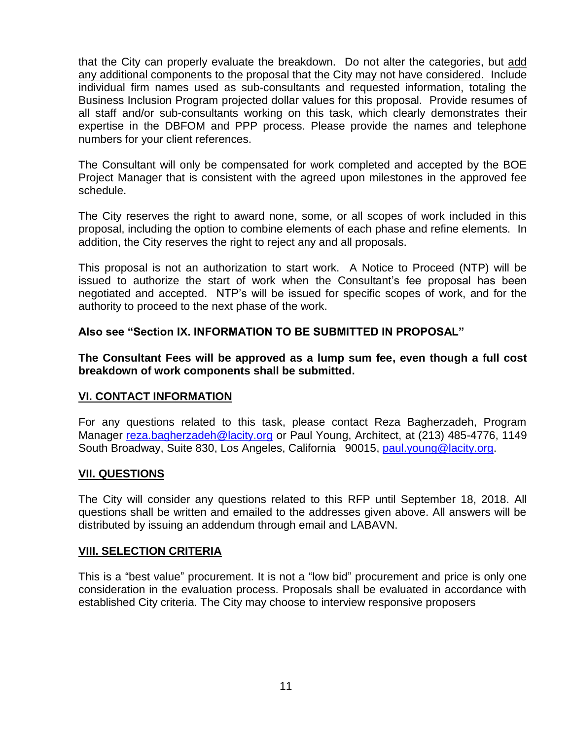that the City can properly evaluate the breakdown. Do not alter the categories, but add any additional components to the proposal that the City may not have considered. Include individual firm names used as sub-consultants and requested information, totaling the Business Inclusion Program projected dollar values for this proposal. Provide resumes of all staff and/or sub-consultants working on this task, which clearly demonstrates their expertise in the DBFOM and PPP process. Please provide the names and telephone numbers for your client references.

The Consultant will only be compensated for work completed and accepted by the BOE Project Manager that is consistent with the agreed upon milestones in the approved fee schedule.

The City reserves the right to award none, some, or all scopes of work included in this proposal, including the option to combine elements of each phase and refine elements. In addition, the City reserves the right to reject any and all proposals.

This proposal is not an authorization to start work. A Notice to Proceed (NTP) will be issued to authorize the start of work when the Consultant's fee proposal has been negotiated and accepted. NTP's will be issued for specific scopes of work, and for the authority to proceed to the next phase of the work.

**Also see "Section IX. INFORMATION TO BE SUBMITTED IN PROPOSAL"**

**The Consultant Fees will be approved as a lump sum fee, even though a full cost breakdown of work components shall be submitted.**

## VI. CONTACT INFORMATION

For any questions related to this task, please contact Reza Bagherzadeh, Program Manager reza.bagherzadeh@lacity.org or Paul Young, Architect, at (213) 485-4776, 1149 South Broadway, Suite 830, Los Angeles, California 90015, paul.young@lacity.org.

## VII. QUESTIONS

The City will consider any questions related to this RFP until September 18, 2018. All questions shall be written and emailed to the addresses given above. All answers will be distributed by issuing an addendum through email and LABAVN.

## VIII. SELECTION CRITERIA

This is a "best value" procurement. It is not a "low bid" procurement and price is only one consideration in the evaluation process. Proposals shall be evaluated in accordance with established City criteria. The City may choose to interview responsive proposers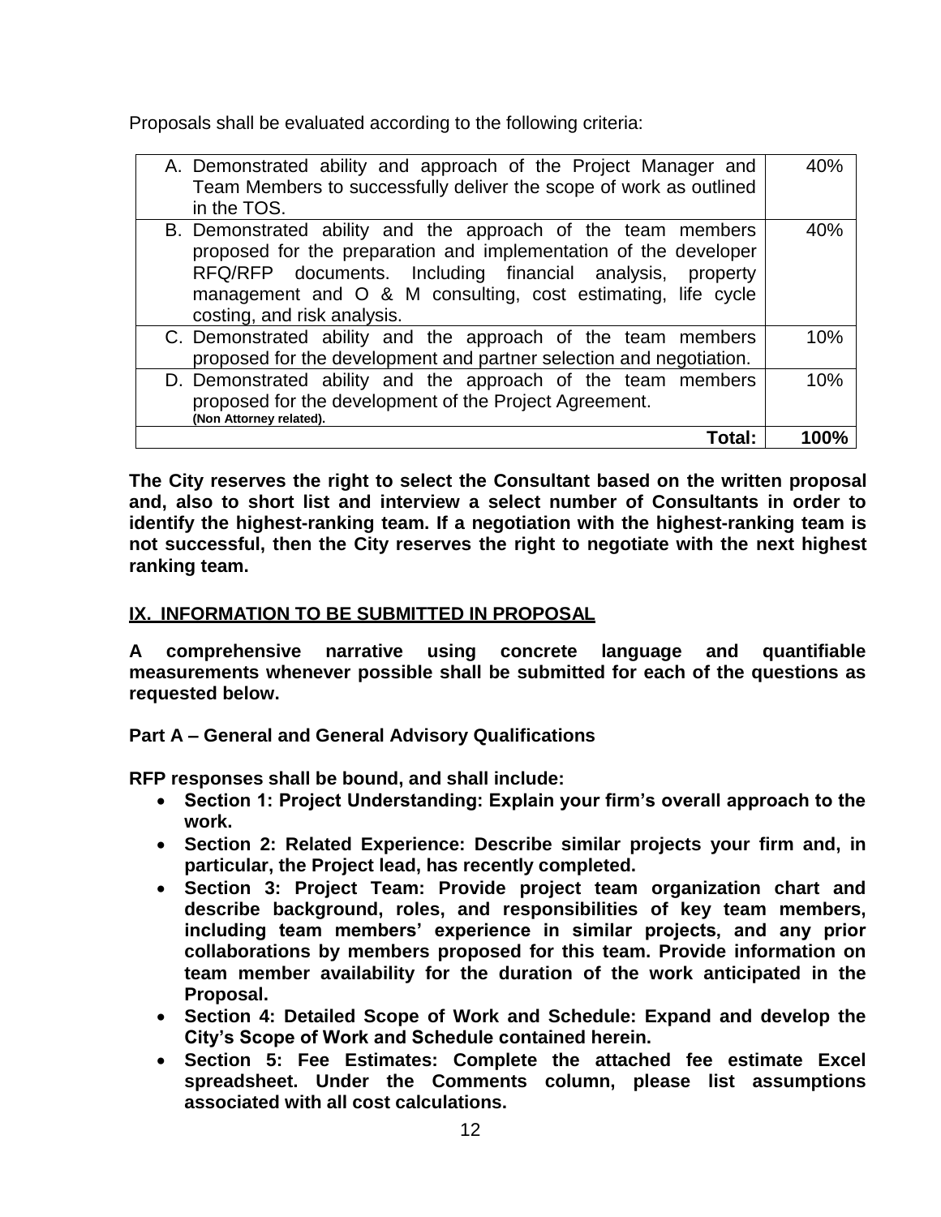Proposals shall be evaluated according to the following criteria:

| Criteria | Weight |
| --- | --- |
| A. Demonstrated ability and approach of the Project Manager and Team Members to successfully deliver the scope of work as outlined in the TOS. | 40% |
| B. Demonstrated ability and the approach of the team members proposed for the preparation and implementation of the developer RFQ/RFP documents. Including financial analysis, property management and O & M consulting, cost estimating, life cycle costing, and risk analysis. | 40% |
| C. Demonstrated ability and the approach of the team members proposed for the development and partner selection and negotiation. | 10% |
| D. Demonstrated ability and the approach of the team members proposed for the development of the Project Agreement. **(Non Attorney related).** | 10% |
| **Total:** | **100%** |

**The City reserves the right to select the Consultant based on the written proposal and, also to short list and interview a select number of Consultants in order to identify the highest-ranking team. If a negotiation with the highest-ranking team is not successful, then the City reserves the right to negotiate with the next highest ranking team.**

## IX. INFORMATION TO BE SUBMITTED IN PROPOSAL

**A comprehensive narrative using concrete language and quantifiable measurements whenever possible shall be submitted for each of the questions as requested below.**

**Part A – General and General Advisory Qualifications**

**RFP responses shall be bound, and shall include:**

- **Section 1: Project Understanding: Explain your firm's overall approach to the work.**
- **Section 2: Related Experience: Describe similar projects your firm and, in particular, the Project lead, has recently completed.**
- **Section 3: Project Team: Provide project team organization chart and describe background, roles, and responsibilities of key team members, including team members' experience in similar projects, and any prior collaborations by members proposed for this team. Provide information on team member availability for the duration of the work anticipated in the Proposal.**
- **Section 4: Detailed Scope of Work and Schedule: Expand and develop the City's Scope of Work and Schedule contained herein.**
- **Section 5: Fee Estimates: Complete the attached fee estimate Excel spreadsheet. Under the Comments column, please list assumptions associated with all cost calculations.**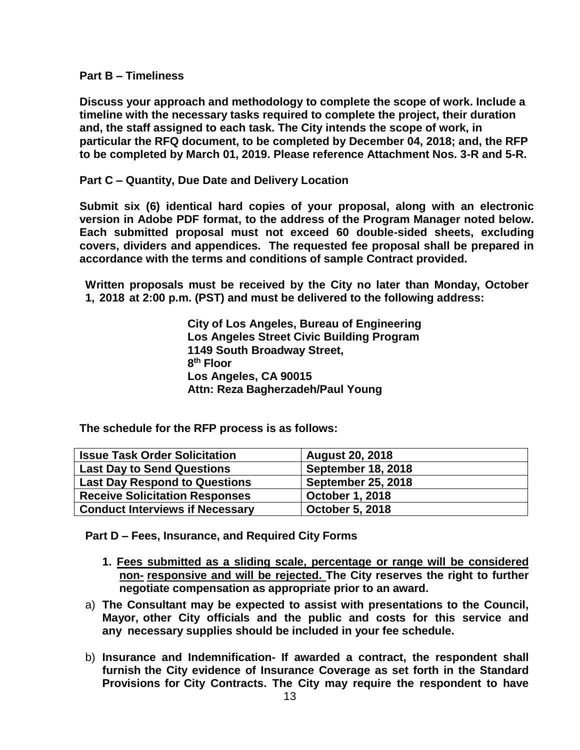**Part B – Timeliness**

**Discuss your approach and methodology to complete the scope of work. Include a timeline with the necessary tasks required to complete the project, their duration and, the staff assigned to each task. The City intends the scope of work, in particular the RFQ document, to be completed by December 04, 2018; and, the RFP to be completed by March 01, 2019. Please reference Attachment Nos. 3-R and 5-R.**

**Part C – Quantity, Due Date and Delivery Location**

**Submit six (6) identical hard copies of your proposal, along with an electronic version in Adobe PDF format, to the address of the Program Manager noted below. Each submitted proposal must not exceed 60 double-sided sheets, excluding covers, dividers and appendices. The requested fee proposal shall be prepared in accordance with the terms and conditions of sample Contract provided.**

**Written proposals must be received by the City no later than Monday, October 1, 2018 at 2:00 p.m. (PST) and must be delivered to the following address:**

**City of Los Angeles, Bureau of Engineering**
**Los Angeles Street Civic Building Program**
**1149 South Broadway Street,**
**8th Floor**
**Los Angeles, CA 90015**
**Attn: Reza Bagherzadeh/Paul Young**

**The schedule for the RFP process is as follows:**

| **Issue Task Order Solicitation** | **August 20, 2018** |
|---|---|
| **Last Day to Send Questions** | **September 18, 2018** |
| **Last Day Respond to Questions** | **September 25, 2018** |
| **Receive Solicitation Responses** | **October 1, 2018** |
| **Conduct Interviews if Necessary** | **October 5, 2018** |

**Part D – Fees, Insurance, and Required City Forms**

1. **Fees submitted as a sliding scale, percentage or range will be considered non- responsive and will be rejected. The City reserves the right to further negotiate compensation as appropriate prior to an award.**

a) **The Consultant may be expected to assist with presentations to the Council, Mayor, other City officials and the public and costs for this service and any necessary supplies should be included in your fee schedule.**

b) **Insurance and Indemnification- If awarded a contract, the respondent shall furnish the City evidence of Insurance Coverage as set forth in the Standard Provisions for City Contracts. The City may require the respondent to have**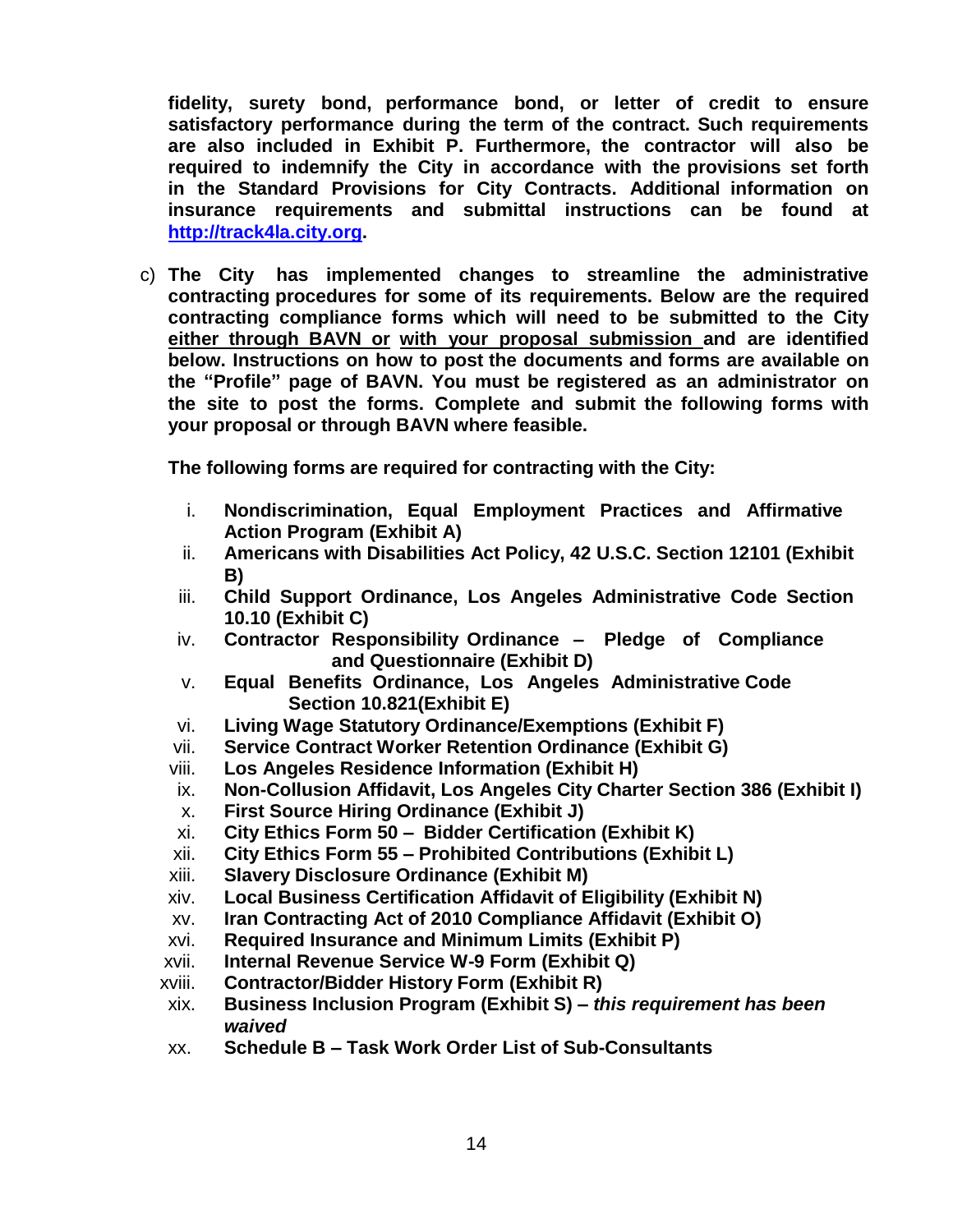**fidelity, surety bond, performance bond, or letter of credit to ensure satisfactory performance during the term of the contract. Such requirements are also included in Exhibit P. Furthermore, the contractor will also be required to indemnify the City in accordance with the provisions set forth in the Standard Provisions for City Contracts. Additional information on insurance requirements and submittal instructions can be found at [http://track4la.city.org](http://track4la.city.org).**

c) **The City has implemented changes to streamline the administrative contracting procedures for some of its requirements. Below are the required contracting compliance forms which will need to be submitted to the City <u>either through BAVN or</u> <u>with your proposal submission</u> and are identified below. Instructions on how to post the documents and forms are available on the "Profile" page of BAVN. You must be registered as an administrator on the site to post the forms. Complete and submit the following forms with your proposal or through BAVN where feasible.**

**The following forms are required for contracting with the City:**

i. **Nondiscrimination, Equal Employment Practices and Affirmative Action Program (Exhibit A)**
ii. **Americans with Disabilities Act Policy, 42 U.S.C. Section 12101 (Exhibit B)**
iii. **Child Support Ordinance, Los Angeles Administrative Code Section 10.10 (Exhibit C)**
iv. **Contractor Responsibility Ordinance – Pledge of Compliance and Questionnaire (Exhibit D)**
v. **Equal Benefits Ordinance, Los Angeles Administrative Code Section 10.821(Exhibit E)**
vi. **Living Wage Statutory Ordinance/Exemptions (Exhibit F)**
vii. **Service Contract Worker Retention Ordinance (Exhibit G)**
viii. **Los Angeles Residence Information (Exhibit H)**
ix. **Non-Collusion Affidavit, Los Angeles City Charter Section 386 (Exhibit I)**
x. **First Source Hiring Ordinance (Exhibit J)**
xi. **City Ethics Form 50 – Bidder Certification (Exhibit K)**
xii. **City Ethics Form 55 – Prohibited Contributions (Exhibit L)**
xiii. **Slavery Disclosure Ordinance (Exhibit M)**
xiv. **Local Business Certification Affidavit of Eligibility (Exhibit N)**
xv. **Iran Contracting Act of 2010 Compliance Affidavit (Exhibit O)**
xvi. **Required Insurance and Minimum Limits (Exhibit P)**
xvii. **Internal Revenue Service W-9 Form (Exhibit Q)**
xviii. **Contractor/Bidder History Form (Exhibit R)**
xix. **Business Inclusion Program (Exhibit S) –** ***this requirement has been waived***
xx. **Schedule B – Task Work Order List of Sub-Consultants**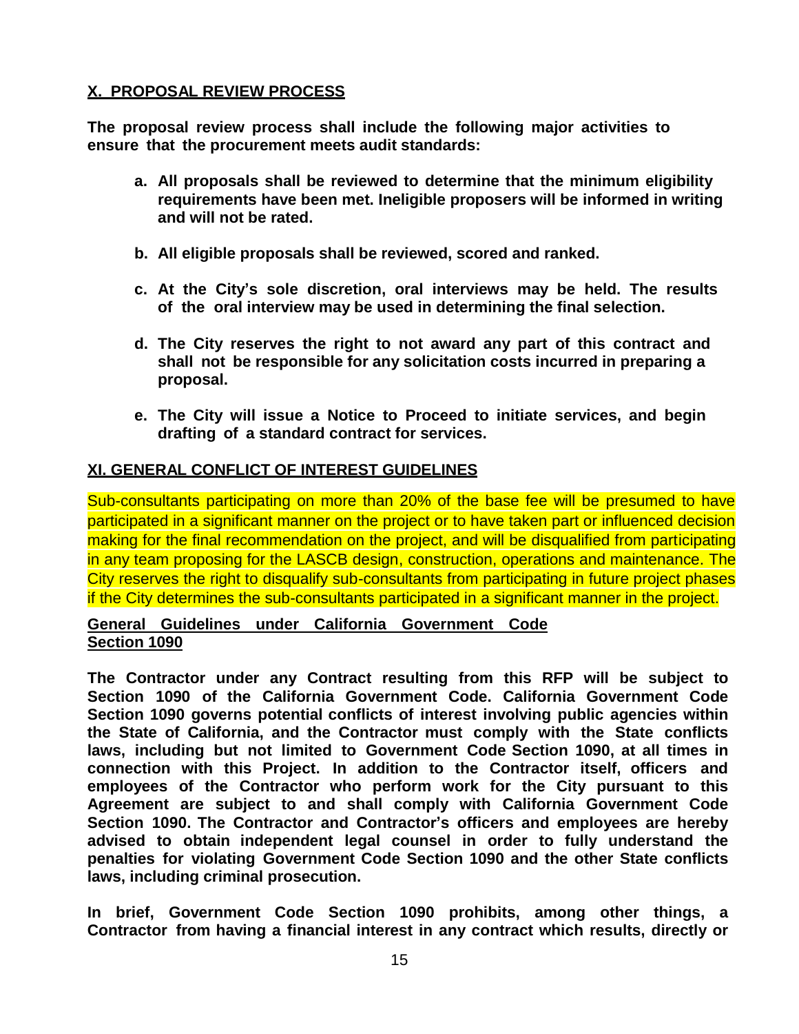## X. PROPOSAL REVIEW PROCESS

**The proposal review process shall include the following major activities to ensure that the procurement meets audit standards:**

- **a. All proposals shall be reviewed to determine that the minimum eligibility requirements have been met. Ineligible proposers will be informed in writing and will not be rated.**
- **b. All eligible proposals shall be reviewed, scored and ranked.**
- **c. At the City's sole discretion, oral interviews may be held. The results of the oral interview may be used in determining the final selection.**
- **d. The City reserves the right to not award any part of this contract and shall not be responsible for any solicitation costs incurred in preparing a proposal.**
- **e. The City will issue a Notice to Proceed to initiate services, and begin drafting of a standard contract for services.**

## XI. GENERAL CONFLICT OF INTEREST GUIDELINES

Sub-consultants participating on more than 20% of the base fee will be presumed to have participated in a significant manner on the project or to have taken part or influenced decision making for the final recommendation on the project, and will be disqualified from participating in any team proposing for the LASCB design, construction, operations and maintenance. The City reserves the right to disqualify sub-consultants from participating in future project phases if the City determines the sub-consultants participated in a significant manner in the project.

### General Guidelines under California Government Code Section 1090

**The Contractor under any Contract resulting from this RFP will be subject to Section 1090 of the California Government Code. California Government Code Section 1090 governs potential conflicts of interest involving public agencies within the State of California, and the Contractor must comply with the State conflicts laws, including but not limited to Government Code Section 1090, at all times in connection with this Project. In addition to the Contractor itself, officers and employees of the Contractor who perform work for the City pursuant to this Agreement are subject to and shall comply with California Government Code Section 1090. The Contractor and Contractor's officers and employees are hereby advised to obtain independent legal counsel in order to fully understand the penalties for violating Government Code Section 1090 and the other State conflicts laws, including criminal prosecution.**

**In brief, Government Code Section 1090 prohibits, among other things, a Contractor from having a financial interest in any contract which results, directly or**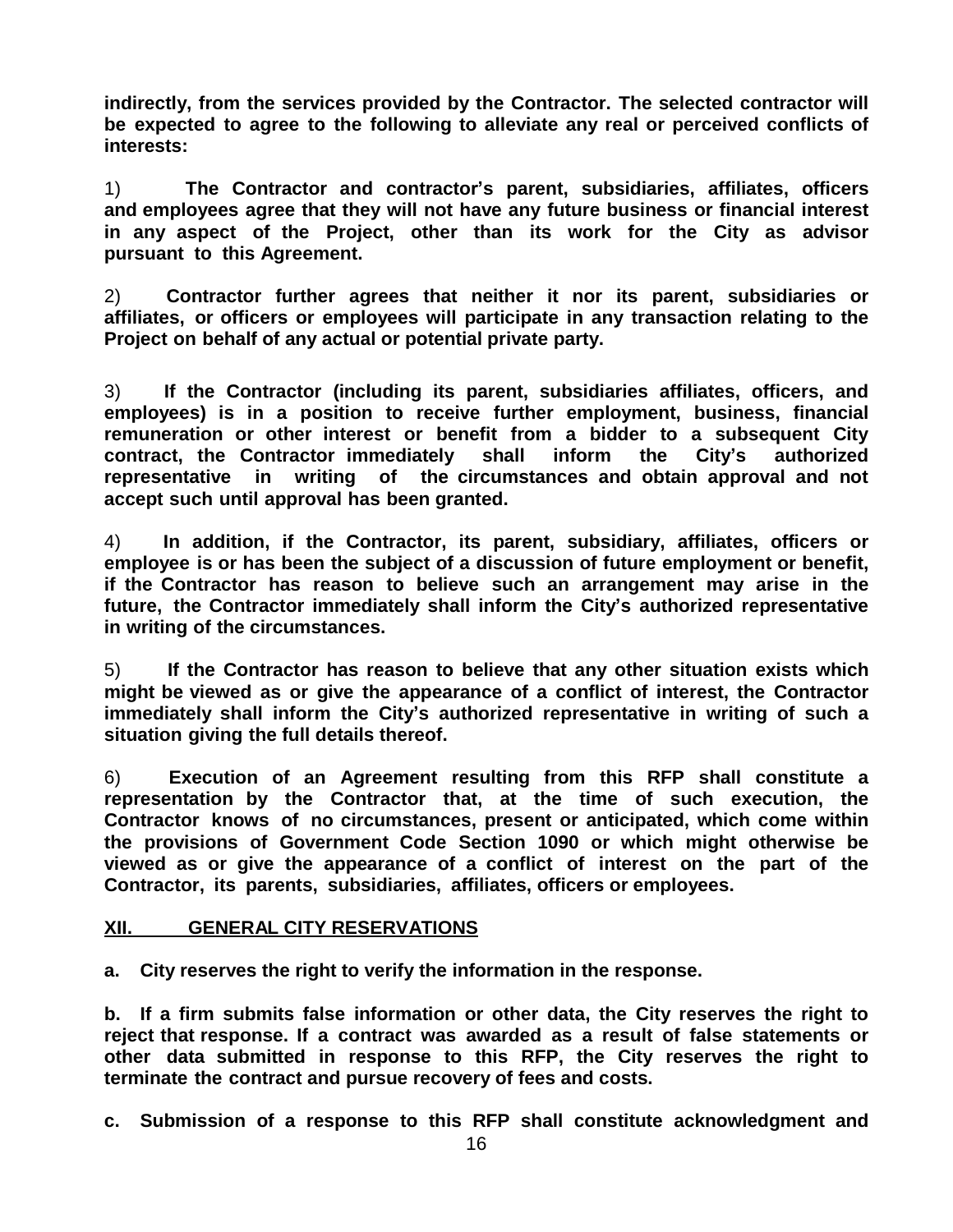**indirectly, from the services provided by the Contractor. The selected contractor will be expected to agree to the following to alleviate any real or perceived conflicts of interests:**

1) **The Contractor and contractor's parent, subsidiaries, affiliates, officers and employees agree that they will not have any future business or financial interest in any aspect of the Project, other than its work for the City as advisor pursuant to this Agreement.**

2) **Contractor further agrees that neither it nor its parent, subsidiaries or affiliates, or officers or employees will participate in any transaction relating to the Project on behalf of any actual or potential private party.**

3) **If the Contractor (including its parent, subsidiaries affiliates, officers, and employees) is in a position to receive further employment, business, financial remuneration or other interest or benefit from a bidder to a subsequent City contract, the Contractor immediately shall inform the City's authorized representative in writing of the circumstances and obtain approval and not accept such until approval has been granted.**

4) **In addition, if the Contractor, its parent, subsidiary, affiliates, officers or employee is or has been the subject of a discussion of future employment or benefit, if the Contractor has reason to believe such an arrangement may arise in the future, the Contractor immediately shall inform the City's authorized representative in writing of the circumstances.**

5) **If the Contractor has reason to believe that any other situation exists which might be viewed as or give the appearance of a conflict of interest, the Contractor immediately shall inform the City's authorized representative in writing of such a situation giving the full details thereof.**

6) **Execution of an Agreement resulting from this RFP shall constitute a representation by the Contractor that, at the time of such execution, the Contractor knows of no circumstances, present or anticipated, which come within the provisions of Government Code Section 1090 or which might otherwise be viewed as or give the appearance of a conflict of interest on the part of the Contractor, its parents, subsidiaries, affiliates, officers or employees.**

## XII. GENERAL CITY RESERVATIONS

**a. City reserves the right to verify the information in the response.**

**b. If a firm submits false information or other data, the City reserves the right to reject that response. If a contract was awarded as a result of false statements or other data submitted in response to this RFP, the City reserves the right to terminate the contract and pursue recovery of fees and costs.**

**c. Submission of a response to this RFP shall constitute acknowledgment and**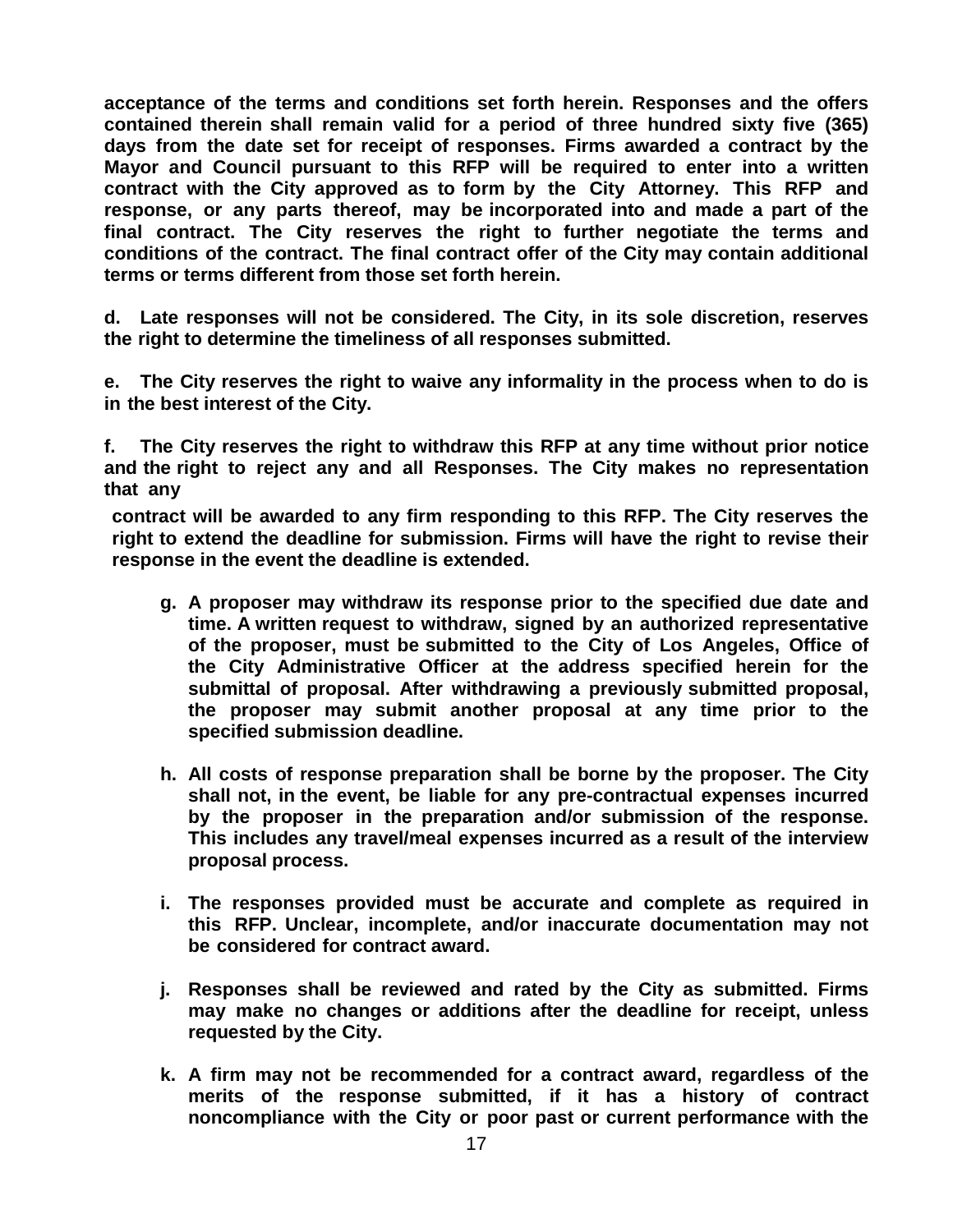**acceptance of the terms and conditions set forth herein. Responses and the offers contained therein shall remain valid for a period of three hundred sixty five (365) days from the date set for receipt of responses. Firms awarded a contract by the Mayor and Council pursuant to this RFP will be required to enter into a written contract with the City approved as to form by the City Attorney. This RFP and response, or any parts thereof, may be incorporated into and made a part of the final contract. The City reserves the right to further negotiate the terms and conditions of the contract. The final contract offer of the City may contain additional terms or terms different from those set forth herein.**

**d. Late responses will not be considered. The City, in its sole discretion, reserves the right to determine the timeliness of all responses submitted.**

**e. The City reserves the right to waive any informality in the process when to do is in the best interest of the City.**

**f. The City reserves the right to withdraw this RFP at any time without prior notice and the right to reject any and all Responses. The City makes no representation that any contract will be awarded to any firm responding to this RFP. The City reserves the right to extend the deadline for submission. Firms will have the right to revise their response in the event the deadline is extended.**

**g. A proposer may withdraw its response prior to the specified due date and time. A written request to withdraw, signed by an authorized representative of the proposer, must be submitted to the City of Los Angeles, Office of the City Administrative Officer at the address specified herein for the submittal of proposal. After withdrawing a previously submitted proposal, the proposer may submit another proposal at any time prior to the specified submission deadline.**

**h. All costs of response preparation shall be borne by the proposer. The City shall not, in the event, be liable for any pre-contractual expenses incurred by the proposer in the preparation and/or submission of the response. This includes any travel/meal expenses incurred as a result of the interview proposal process.**

**i. The responses provided must be accurate and complete as required in this RFP. Unclear, incomplete, and/or inaccurate documentation may not be considered for contract award.**

**j. Responses shall be reviewed and rated by the City as submitted. Firms may make no changes or additions after the deadline for receipt, unless requested by the City.**

**k. A firm may not be recommended for a contract award, regardless of the merits of the response submitted, if it has a history of contract noncompliance with the City or poor past or current performance with the**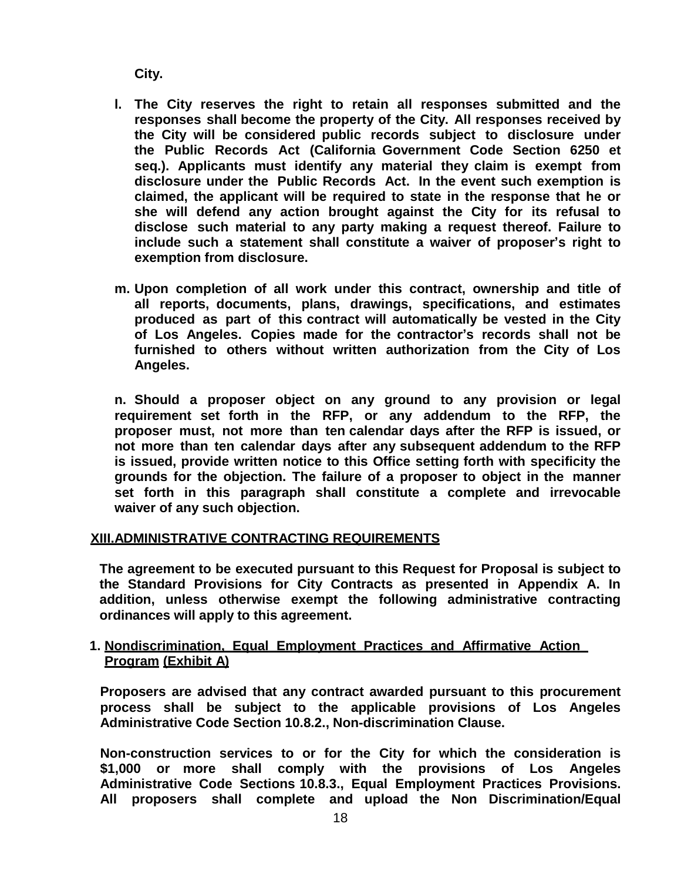**City.**

**l. The City reserves the right to retain all responses submitted and the responses shall become the property of the City. All responses received by the City will be considered public records subject to disclosure under the Public Records Act (California Government Code Section 6250 et seq.). Applicants must identify any material they claim is exempt from disclosure under the Public Records Act. In the event such exemption is claimed, the applicant will be required to state in the response that he or she will defend any action brought against the City for its refusal to disclose such material to any party making a request thereof. Failure to include such a statement shall constitute a waiver of proposer's right to exemption from disclosure.**

**m. Upon completion of all work under this contract, ownership and title of all reports, documents, plans, drawings, specifications, and estimates produced as part of this contract will automatically be vested in the City of Los Angeles. Copies made for the contractor's records shall not be furnished to others without written authorization from the City of Los Angeles.**

**n. Should a proposer object on any ground to any provision or legal requirement set forth in the RFP, or any addendum to the RFP, the proposer must, not more than ten calendar days after the RFP is issued, or not more than ten calendar days after any subsequent addendum to the RFP is issued, provide written notice to this Office setting forth with specificity the grounds for the objection. The failure of a proposer to object in the manner set forth in this paragraph shall constitute a complete and irrevocable waiver of any such objection.**

## XIII. ADMINISTRATIVE CONTRACTING REQUIREMENTS

**The agreement to be executed pursuant to this Request for Proposal is subject to the Standard Provisions for City Contracts as presented in Appendix A. In addition, unless otherwise exempt the following administrative contracting ordinances will apply to this agreement.**

**1. Nondiscrimination, Equal Employment Practices and Affirmative Action Program (Exhibit A)**

**Proposers are advised that any contract awarded pursuant to this procurement process shall be subject to the applicable provisions of Los Angeles Administrative Code Section 10.8.2., Non-discrimination Clause.**

**Non-construction services to or for the City for which the consideration is $1,000 or more shall comply with the provisions of Los Angeles Administrative Code Sections 10.8.3., Equal Employment Practices Provisions. All proposers shall complete and upload the Non Discrimination/Equal**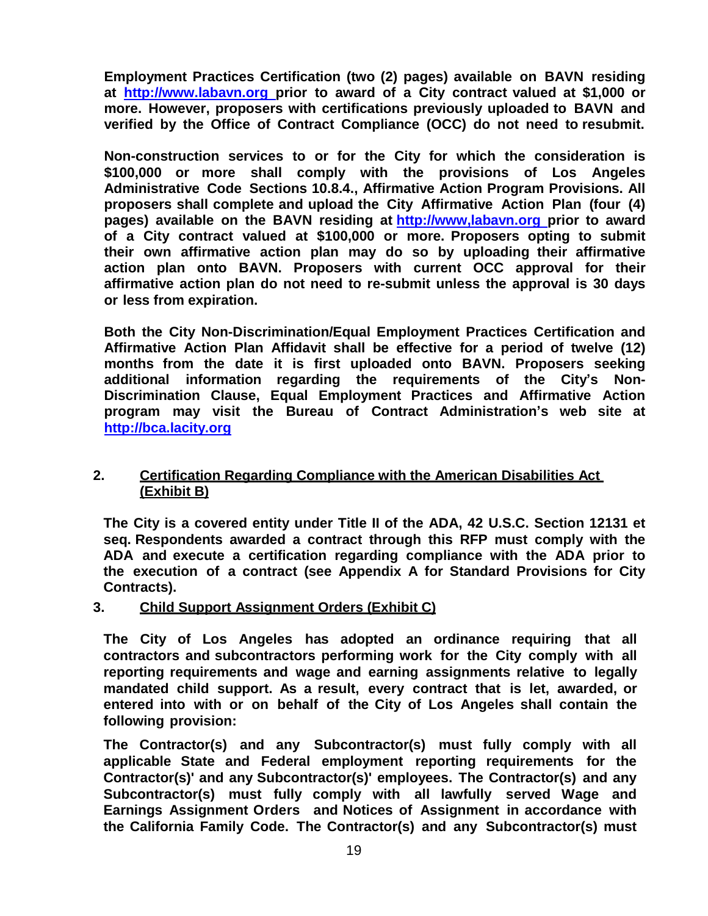**Employment Practices Certification (two (2) pages) available on BAVN residing at [http://www.labavn.org](http://www.labavn.org) prior to award of a City contract valued at $1,000 or more. However, proposers with certifications previously uploaded to BAVN and verified by the Office of Contract Compliance (OCC) do not need to resubmit.**

**Non-construction services to or for the City for which the consideration is $100,000 or more shall comply with the provisions of Los Angeles Administrative Code Sections 10.8.4., Affirmative Action Program Provisions. All proposers shall complete and upload the City Affirmative Action Plan (four (4) pages) available on the BAVN residing at [http://www,labavn.org](http://www,labavn.org) prior to award of a City contract valued at $100,000 or more. Proposers opting to submit their own affirmative action plan may do so by uploading their affirmative action plan onto BAVN. Proposers with current OCC approval for their affirmative action plan do not need to re-submit unless the approval is 30 days or less from expiration.**

**Both the City Non-Discrimination/Equal Employment Practices Certification and Affirmative Action Plan Affidavit shall be effective for a period of twelve (12) months from the date it is first uploaded onto BAVN. Proposers seeking additional information regarding the requirements of the City's Non-Discrimination Clause, Equal Employment Practices and Affirmative Action program may visit the Bureau of Contract Administration's web site at [http://bca.lacity.org](http://bca.lacity.org)**

**2. <u>Certification Regarding Compliance with the American Disabilities Act (Exhibit B)</u>**

**The City is a covered entity under Title II of the ADA, 42 U.S.C. Section 12131 et seq. Respondents awarded a contract through this RFP must comply with the ADA and execute a certification regarding compliance with the ADA prior to the execution of a contract (see Appendix A for Standard Provisions for City Contracts).**

**3. <u>Child Support Assignment Orders (Exhibit C)</u>**

**The City of Los Angeles has adopted an ordinance requiring that all contractors and subcontractors performing work for the City comply with all reporting requirements and wage and earning assignments relative to legally mandated child support. As a result, every contract that is let, awarded, or entered into with or on behalf of the City of Los Angeles shall contain the following provision:**

**The Contractor(s) and any Subcontractor(s) must fully comply with all applicable State and Federal employment reporting requirements for the Contractor(s)' and any Subcontractor(s)' employees. The Contractor(s) and any Subcontractor(s) must fully comply with all lawfully served Wage and Earnings Assignment Orders and Notices of Assignment in accordance with the California Family Code. The Contractor(s) and any Subcontractor(s) must**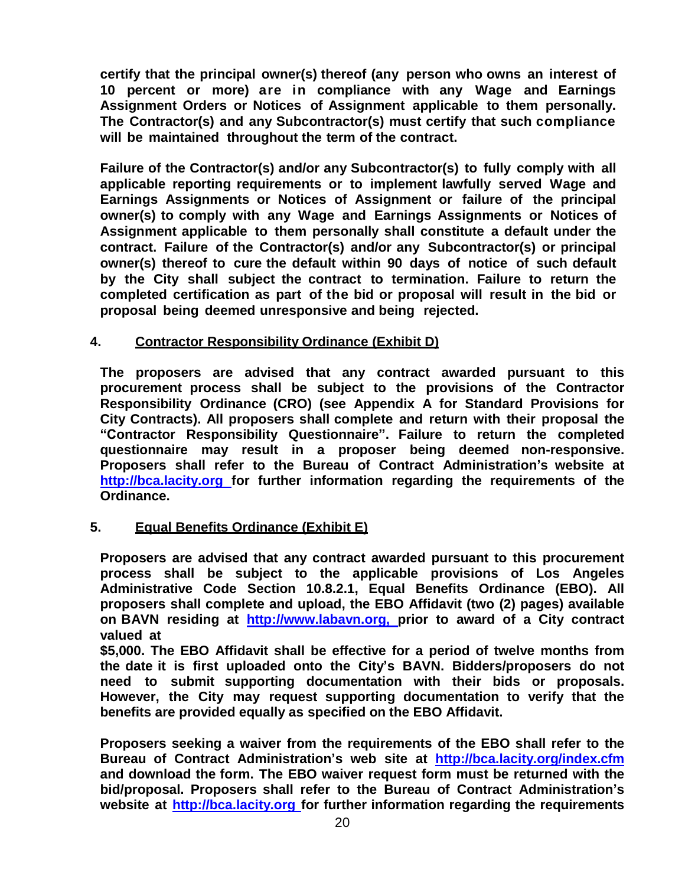**certify that the principal owner(s) thereof (any person who owns an interest of 10 percent or more) are in compliance with any Wage and Earnings Assignment Orders or Notices of Assignment applicable to them personally. The Contractor(s) and any Subcontractor(s) must certify that such compliance will be maintained throughout the term of the contract.**

**Failure of the Contractor(s) and/or any Subcontractor(s) to fully comply with all applicable reporting requirements or to implement lawfully served Wage and Earnings Assignments or Notices of Assignment or failure of the principal owner(s) to comply with any Wage and Earnings Assignments or Notices of Assignment applicable to them personally shall constitute a default under the contract. Failure of the Contractor(s) and/or any Subcontractor(s) or principal owner(s) thereof to cure the default within 90 days of notice of such default by the City shall subject the contract to termination. Failure to return the completed certification as part of the bid or proposal will result in the bid or proposal being deemed unresponsive and being rejected.**

**4. <u>Contractor Responsibility Ordinance (Exhibit D)</u>**

**The proposers are advised that any contract awarded pursuant to this procurement process shall be subject to the provisions of the Contractor Responsibility Ordinance (CRO) (see Appendix A for Standard Provisions for City Contracts). All proposers shall complete and return with their proposal the "Contractor Responsibility Questionnaire". Failure to return the completed questionnaire may result in a proposer being deemed non-responsive. Proposers shall refer to the Bureau of Contract Administration's website at [http://bca.lacity.org](http://bca.lacity.org) for further information regarding the requirements of the Ordinance.**

**5. <u>Equal Benefits Ordinance (Exhibit E)</u>**

**Proposers are advised that any contract awarded pursuant to this procurement process shall be subject to the applicable provisions of Los Angeles Administrative Code Section 10.8.2.1, Equal Benefits Ordinance (EBO). All proposers shall complete and upload, the EBO Affidavit (two (2) pages) available on BAVN residing at [http://www.labavn.org,](http://www.labavn.org) prior to award of a City contract valued at**

**$5,000. The EBO Affidavit shall be effective for a period of twelve months from the date it is first uploaded onto the City's BAVN. Bidders/proposers do not need to submit supporting documentation with their bids or proposals. However, the City may request supporting documentation to verify that the benefits are provided equally as specified on the EBO Affidavit.**

**Proposers seeking a waiver from the requirements of the EBO shall refer to the Bureau of Contract Administration's web site at [http://bca.lacity.org/index.cfm](http://bca.lacity.org/index.cfm) and download the form. The EBO waiver request form must be returned with the bid/proposal. Proposers shall refer to the Bureau of Contract Administration's website at [http://bca.lacity.org](http://bca.lacity.org) for further information regarding the requirements**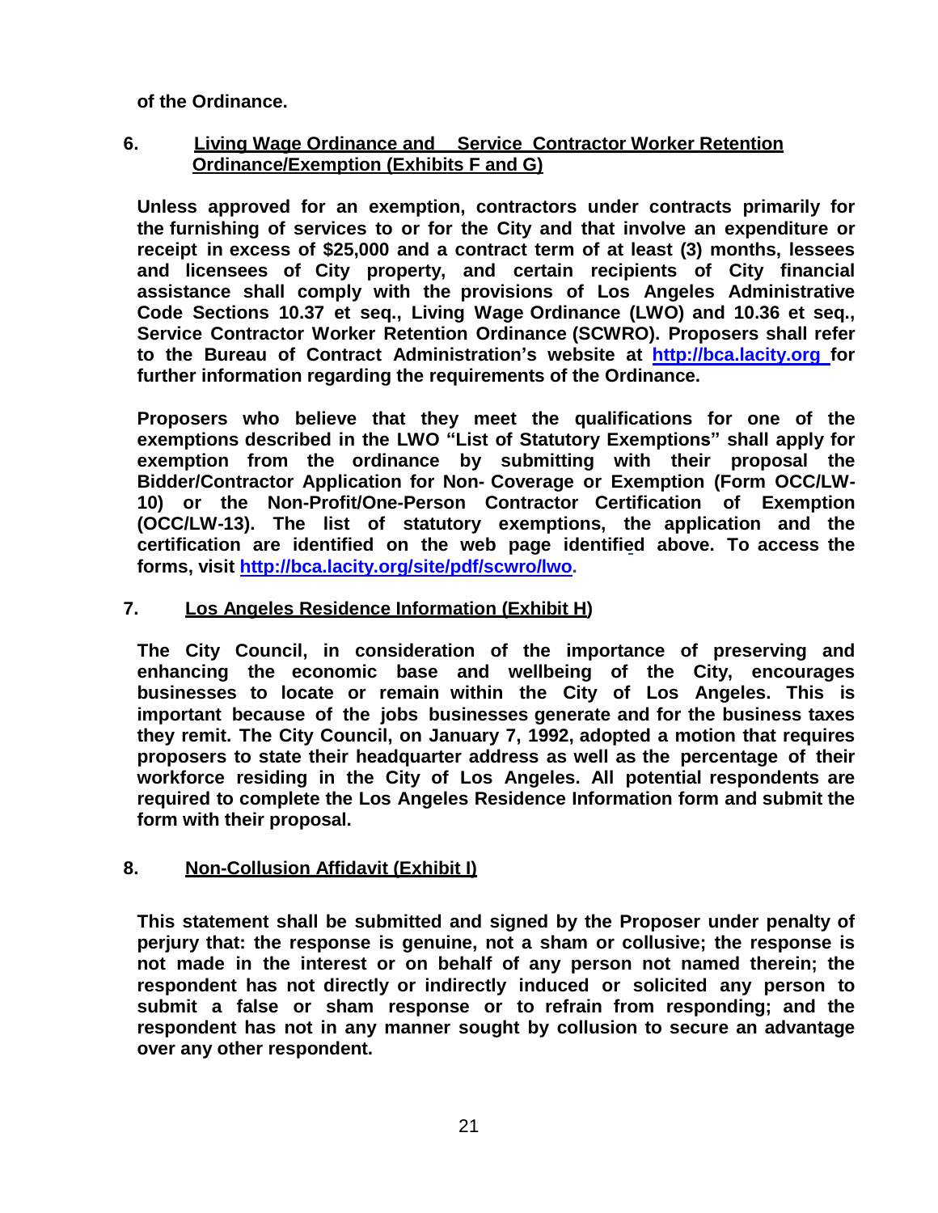**of the Ordinance.**

**6. Living Wage Ordinance and Service Contractor Worker Retention Ordinance/Exemption (Exhibits F and G)**

**Unless approved for an exemption, contractors under contracts primarily for the furnishing of services to or for the City and that involve an expenditure or receipt in excess of $25,000 and a contract term of at least (3) months, lessees and licensees of City property, and certain recipients of City financial assistance shall comply with the provisions of Los Angeles Administrative Code Sections 10.37 et seq., Living Wage Ordinance (LWO) and 10.36 et seq., Service Contractor Worker Retention Ordinance (SCWRO). Proposers shall refer to the Bureau of Contract Administration's website at [http://bca.lacity.org](http://bca.lacity.org) for further information regarding the requirements of the Ordinance.**

**Proposers who believe that they meet the qualifications for one of the exemptions described in the LWO "List of Statutory Exemptions" shall apply for exemption from the ordinance by submitting with their proposal the Bidder/Contractor Application for Non- Coverage or Exemption (Form OCC/LW-10) or the Non-Profit/One-Person Contractor Certification of Exemption (OCC/LW-13). The list of statutory exemptions, the application and the certification are identified on the web page identified above. To access the forms, visit [http://bca.lacity.org/site/pdf/scwro/lwo](http://bca.lacity.org/site/pdf/scwro/lwo).**

**7. Los Angeles Residence Information (Exhibit H)**

**The City Council, in consideration of the importance of preserving and enhancing the economic base and wellbeing of the City, encourages businesses to locate or remain within the City of Los Angeles. This is important because of the jobs businesses generate and for the business taxes they remit. The City Council, on January 7, 1992, adopted a motion that requires proposers to state their headquarter address as well as the percentage of their workforce residing in the City of Los Angeles. All potential respondents are required to complete the Los Angeles Residence Information form and submit the form with their proposal.**

**8. Non-Collusion Affidavit (Exhibit I)**

**This statement shall be submitted and signed by the Proposer under penalty of perjury that: the response is genuine, not a sham or collusive; the response is not made in the interest or on behalf of any person not named therein; the respondent has not directly or indirectly induced or solicited any person to submit a false or sham response or to refrain from responding; and the respondent has not in any manner sought by collusion to secure an advantage over any other respondent.**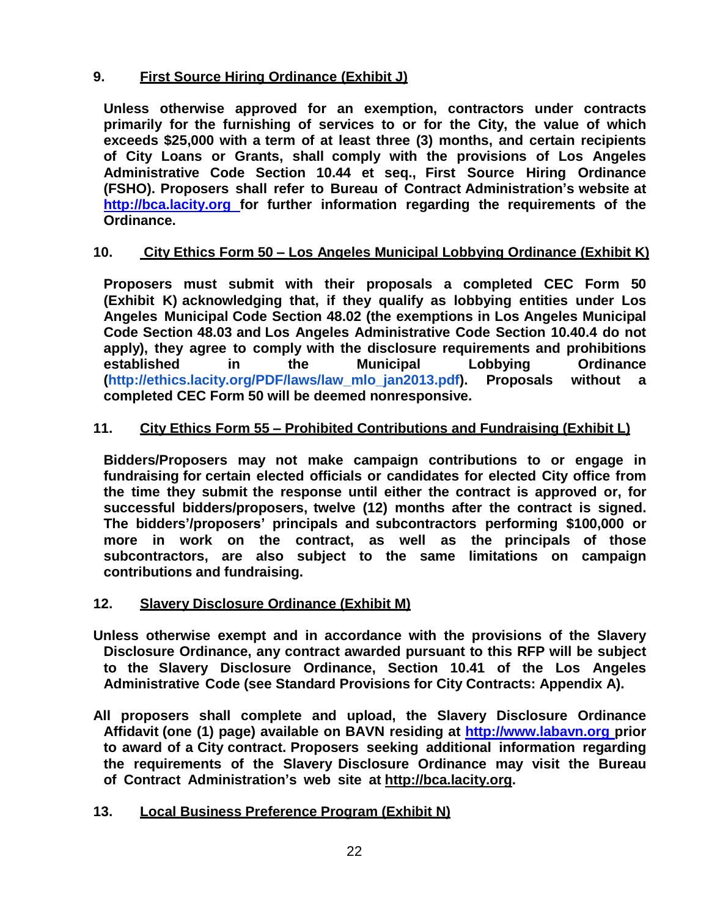**9. <u>First Source Hiring Ordinance (Exhibit J)</u>**

**Unless otherwise approved for an exemption, contractors under contracts primarily for the furnishing of services to or for the City, the value of which exceeds $25,000 with a term of at least three (3) months, and certain recipients of City Loans or Grants, shall comply with the provisions of Los Angeles Administrative Code Section 10.44 et seq., First Source Hiring Ordinance (FSHO). Proposers shall refer to Bureau of Contract Administration's website at http://bca.lacity.org for further information regarding the requirements of the Ordinance.**

**10. <u>City Ethics Form 50 – Los Angeles Municipal Lobbying Ordinance (Exhibit K)</u>**

**Proposers must submit with their proposals a completed CEC Form 50 (Exhibit K) acknowledging that, if they qualify as lobbying entities under Los Angeles Municipal Code Section 48.02 (the exemptions in Los Angeles Municipal Code Section 48.03 and Los Angeles Administrative Code Section 10.40.4 do not apply), they agree to comply with the disclosure requirements and prohibitions established in the Municipal Lobbying Ordinance (http://ethics.lacity.org/PDF/laws/law_mlo_jan2013.pdf). Proposals without a completed CEC Form 50 will be deemed nonresponsive.**

**11. <u>City Ethics Form 55 – Prohibited Contributions and Fundraising (Exhibit L)</u>**

**Bidders/Proposers may not make campaign contributions to or engage in fundraising for certain elected officials or candidates for elected City office from the time they submit the response until either the contract is approved or, for successful bidders/proposers, twelve (12) months after the contract is signed. The bidders'/proposers' principals and subcontractors performing $100,000 or more in work on the contract, as well as the principals of those subcontractors, are also subject to the same limitations on campaign contributions and fundraising.**

**12. <u>Slavery Disclosure Ordinance (Exhibit M)</u>**

**Unless otherwise exempt and in accordance with the provisions of the Slavery Disclosure Ordinance, any contract awarded pursuant to this RFP will be subject to the Slavery Disclosure Ordinance, Section 10.41 of the Los Angeles Administrative Code (see Standard Provisions for City Contracts: Appendix A).**

**All proposers shall complete and upload, the Slavery Disclosure Ordinance Affidavit (one (1) page) available on BAVN residing at http://www.labavn.org prior to award of a City contract. Proposers seeking additional information regarding the requirements of the Slavery Disclosure Ordinance may visit the Bureau of Contract Administration's web site at http://bca.lacity.org.**

**13. <u>Local Business Preference Program (Exhibit N)</u>**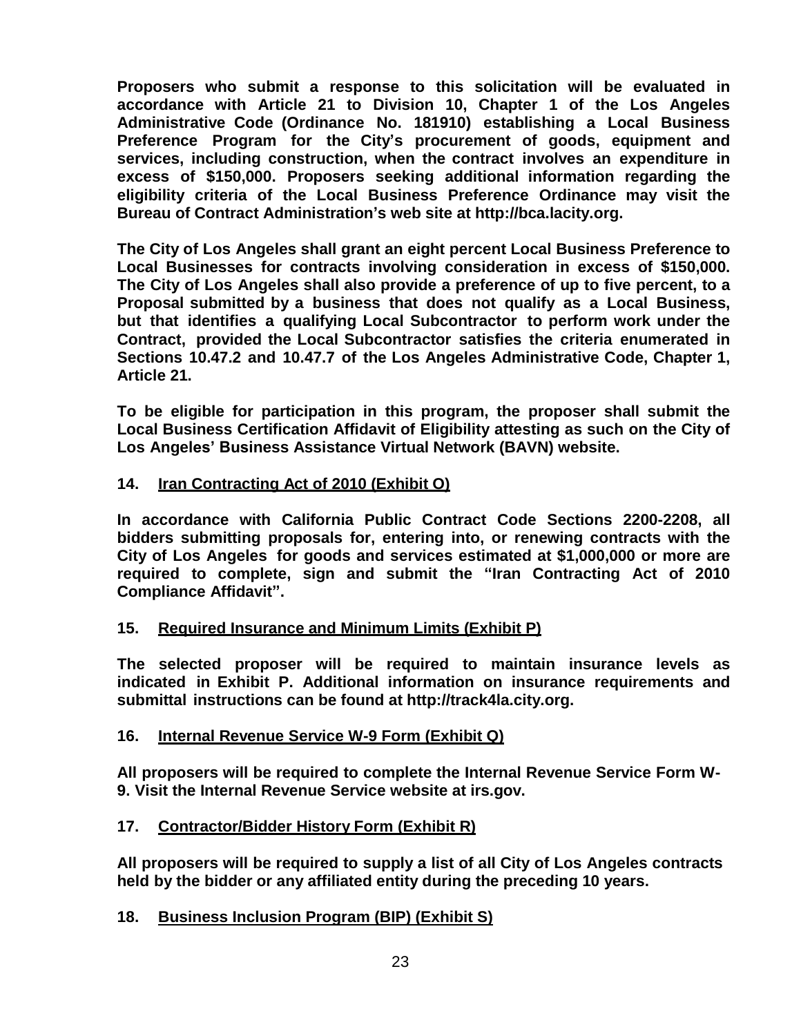**Proposers who submit a response to this solicitation will be evaluated in accordance with Article 21 to Division 10, Chapter 1 of the Los Angeles Administrative Code (Ordinance No. 181910) establishing a Local Business Preference Program for the City's procurement of goods, equipment and services, including construction, when the contract involves an expenditure in excess of $150,000. Proposers seeking additional information regarding the eligibility criteria of the Local Business Preference Ordinance may visit the Bureau of Contract Administration's web site at http://bca.lacity.org.**

**The City of Los Angeles shall grant an eight percent Local Business Preference to Local Businesses for contracts involving consideration in excess of $150,000. The City of Los Angeles shall also provide a preference of up to five percent, to a Proposal submitted by a business that does not qualify as a Local Business, but that identifies a qualifying Local Subcontractor to perform work under the Contract, provided the Local Subcontractor satisfies the criteria enumerated in Sections 10.47.2 and 10.47.7 of the Los Angeles Administrative Code, Chapter 1, Article 21.**

**To be eligible for participation in this program, the proposer shall submit the Local Business Certification Affidavit of Eligibility attesting as such on the City of Los Angeles' Business Assistance Virtual Network (BAVN) website.**

### 14. Iran Contracting Act of 2010 (Exhibit O)

**In accordance with California Public Contract Code Sections 2200-2208, all bidders submitting proposals for, entering into, or renewing contracts with the City of Los Angeles for goods and services estimated at $1,000,000 or more are required to complete, sign and submit the "Iran Contracting Act of 2010 Compliance Affidavit".**

### 15. Required Insurance and Minimum Limits (Exhibit P)

**The selected proposer will be required to maintain insurance levels as indicated in Exhibit P. Additional information on insurance requirements and submittal instructions can be found at http://track4la.city.org.**

### 16. Internal Revenue Service W-9 Form (Exhibit Q)

**All proposers will be required to complete the Internal Revenue Service Form W-9. Visit the Internal Revenue Service website at irs.gov.**

### 17. Contractor/Bidder History Form (Exhibit R)

**All proposers will be required to supply a list of all City of Los Angeles contracts held by the bidder or any affiliated entity during the preceding 10 years.**

### 18. Business Inclusion Program (BIP) (Exhibit S)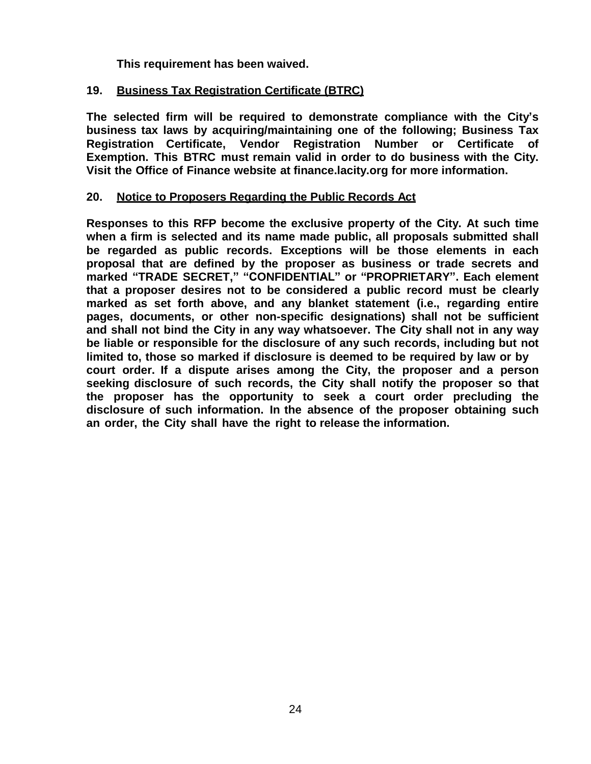**This requirement has been waived.**

## 19. Business Tax Registration Certificate (BTRC)

**The selected firm will be required to demonstrate compliance with the City's business tax laws by acquiring/maintaining one of the following; Business Tax Registration Certificate, Vendor Registration Number or Certificate of Exemption. This BTRC must remain valid in order to do business with the City. Visit the Office of Finance website at finance.lacity.org for more information.**

## 20. Notice to Proposers Regarding the Public Records Act

**Responses to this RFP become the exclusive property of the City. At such time when a firm is selected and its name made public, all proposals submitted shall be regarded as public records. Exceptions will be those elements in each proposal that are defined by the proposer as business or trade secrets and marked "TRADE SECRET," "CONFIDENTIAL" or "PROPRIETARY". Each element that a proposer desires not to be considered a public record must be clearly marked as set forth above, and any blanket statement (i.e., regarding entire pages, documents, or other non-specific designations) shall not be sufficient and shall not bind the City in any way whatsoever. The City shall not in any way be liable or responsible for the disclosure of any such records, including but not limited to, those so marked if disclosure is deemed to be required by law or by court order. If a dispute arises among the City, the proposer and a person seeking disclosure of such records, the City shall notify the proposer so that the proposer has the opportunity to seek a court order precluding the disclosure of such information. In the absence of the proposer obtaining such an order, the City shall have the right to release the information.**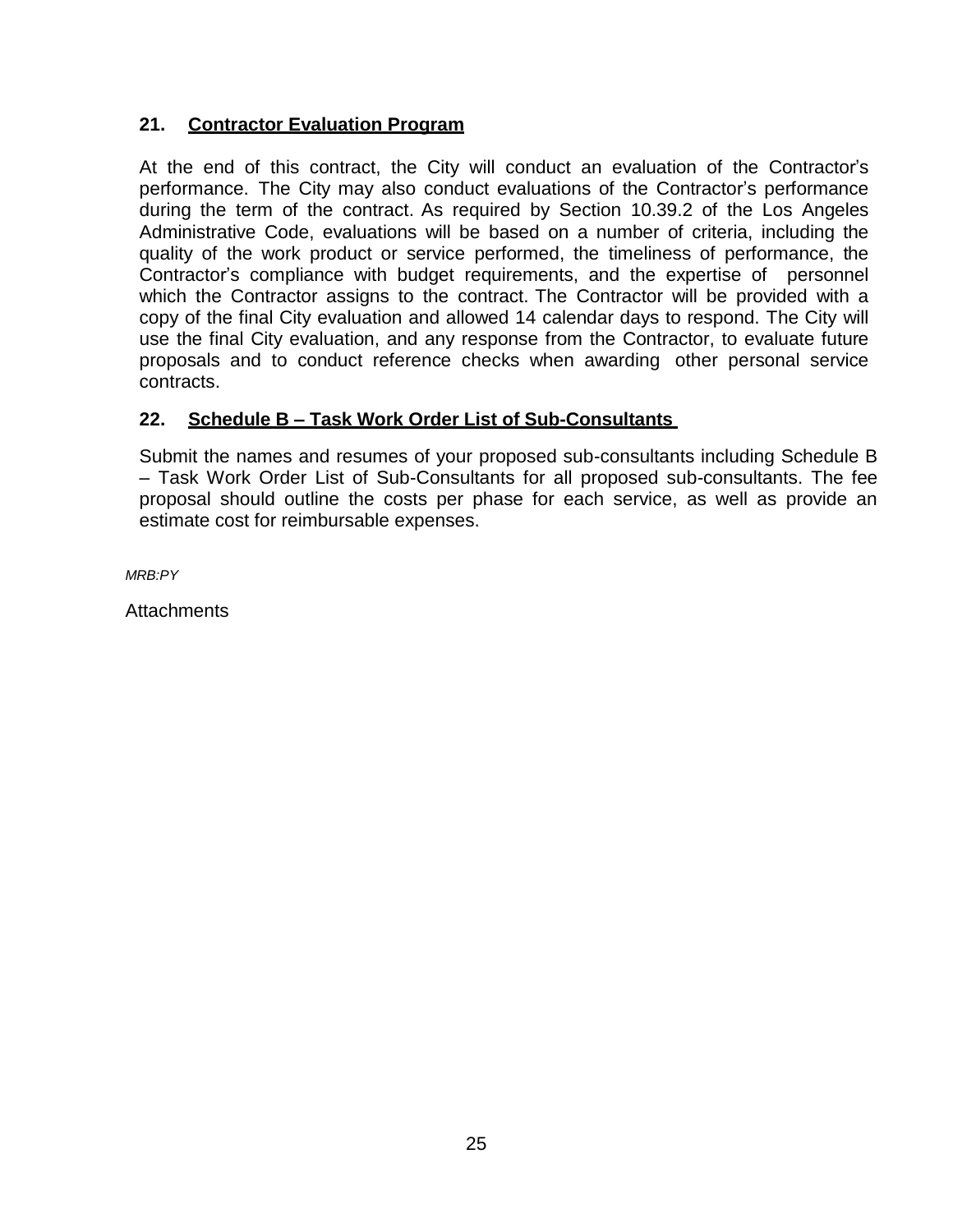## 21. Contractor Evaluation Program

At the end of this contract, the City will conduct an evaluation of the Contractor's performance. The City may also conduct evaluations of the Contractor's performance during the term of the contract. As required by Section 10.39.2 of the Los Angeles Administrative Code, evaluations will be based on a number of criteria, including the quality of the work product or service performed, the timeliness of performance, the Contractor's compliance with budget requirements, and the expertise of personnel which the Contractor assigns to the contract. The Contractor will be provided with a copy of the final City evaluation and allowed 14 calendar days to respond. The City will use the final City evaluation, and any response from the Contractor, to evaluate future proposals and to conduct reference checks when awarding other personal service contracts.

## 22. Schedule B – Task Work Order List of Sub-Consultants

Submit the names and resumes of your proposed sub-consultants including Schedule B – Task Work Order List of Sub-Consultants for all proposed sub-consultants. The fee proposal should outline the costs per phase for each service, as well as provide an estimate cost for reimbursable expenses.

*MRB:PY*

Attachments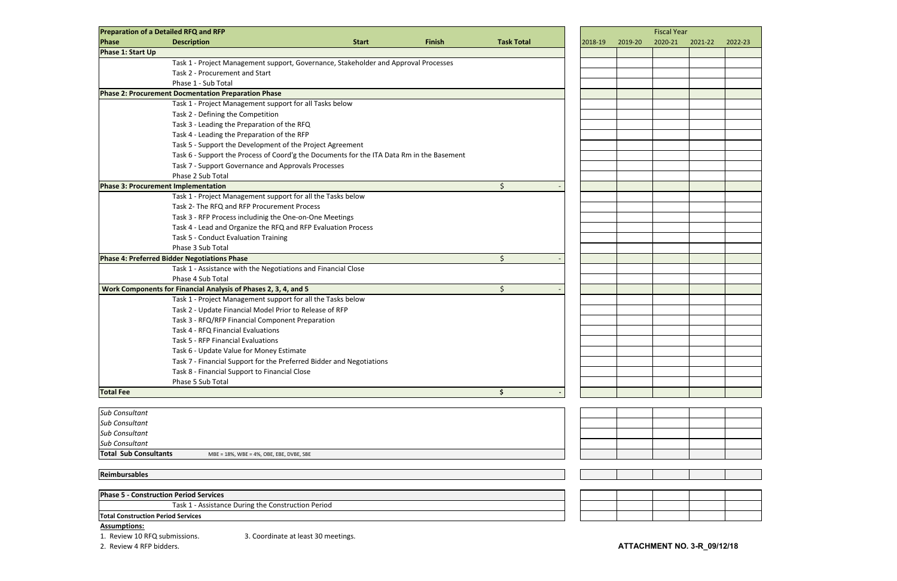| Preparation of a Detailed RFQ and RFP | | | | | | Fiscal Year | | | | |
|---|---|---|---|---|---|---|---|---|---|---|
| **Phase** | **Description** | **Start** | **Finish** | **Task Total** | | 2018-19 | 2019-20 | 2020-21 | 2021-22 | 2022-23 |
| **Phase 1: Start Up** | | | | | | | | | | |
| | Task 1 - Project Management support, Governance, Stakeholder and Approval Processes | | | | | | | | | |
| | Task 2 - Procurement and Start | | | | | | | | | |
| | Phase 1 - Sub Total | | | | | | | | | |
| **Phase 2: Procurement Docmentation Preparation Phase** | | | | | | | | | | |
| | Task 1 - Project Management support for all Tasks below | | | | | | | | | |
| | Task 2 - Defining the Competition | | | | | | | | | |
| | Task 3 - Leading the Preparation of the RFQ | | | | | | | | | |
| | Task 4 - Leading the Preparation of the RFP | | | | | | | | | |
| | Task 5 - Support the Development of the Project Agreement | | | | | | | | | |
| | Task 6 - Support the Process of Coord'g the Documents for the ITA Data Rm in the Basement | | | | | | | | | |
| | Task 7 - Support Governance and Approvals Processes | | | | | | | | | |
| | Phase 2 Sub Total | | | | | | | | | |
| **Phase 3: Procurement Implementation** | | | | $ - | | | | | | |
| | Task 1 - Project Management support for all the Tasks below | | | | | | | | | |
| | Task 2- The RFQ and RFP Procurement Process | | | | | | | | | |
| | Task 3 - RFP Process includinig the One-on-One Meetings | | | | | | | | | |
| | Task 4 - Lead and Organize the RFQ and RFP Evaluation Process | | | | | | | | | |
| | Task 5 - Conduct Evaluation Training | | | | | | | | | |
| | Phase 3 Sub Total | | | | | | | | | |
| **Phase 4: Preferred Bidder Negotiations Phase** | | | | $ - | | | | | | |
| | Task 1 - Assistance with the Negotiations and Financial Close | | | | | | | | | |
| | Phase 4 Sub Total | | | | | | | | | |
| **Work Components for Financial Analysis of Phases 2, 3, 4, and 5** | | | | $ - | | | | | | |
| | Task 1 - Project Management support for all the Tasks below | | | | | | | | | |
| | Task 2 - Update Financial Model Prior to Release of RFP | | | | | | | | | |
| | Task 3 - RFQ/RFP Financial Component Preparation | | | | | | | | | |
| | Task 4 - RFQ Financial Evaluations | | | | | | | | | |
| | Task 5 - RFP Financial Evaluations | | | | | | | | | |
| | Task 6 - Update Value for Money Estimate | | | | | | | | | |
| | Task 7 - Financial Support for the Preferred Bidder and Negotiations | | | | | | | | | |
| | Task 8 - Financial Support to Financial Close | | | | | | | | | |
| | Phase 5 Sub Total | | | | | | | | | |
| **Total Fee** | | | | **$ -** | | | | | | |
| *Sub Consultant* | | | | | | | | | | |
| *Sub Consultant* | | | | | | | | | | |
| *Sub Consultant* | | | | | | | | | | |
| *Sub Consultant* | | | | | | | | | | |
| **Total Sub Consultants** | MBE = 18%, WBE = 4%, OBE, EBE, DVBE, SBE | | | | | | | | | |
| **Reimbursables** | | | | | | | | | | |
| **Phase 5 - Construction Period Services** | | | | | | | | | | |
| | Task 1 - Assistance During the Construction Period | | | | | | | | | |
| **Total Construction Period Services** | | | | | | | | | | |

**Assumptions:**

1. Review 10 RFQ submissions.
2. Review 4 RFP bidders.
3. Coordinate at least 30 meetings.

**ATTACHMENT NO. 3-R_09/12/18**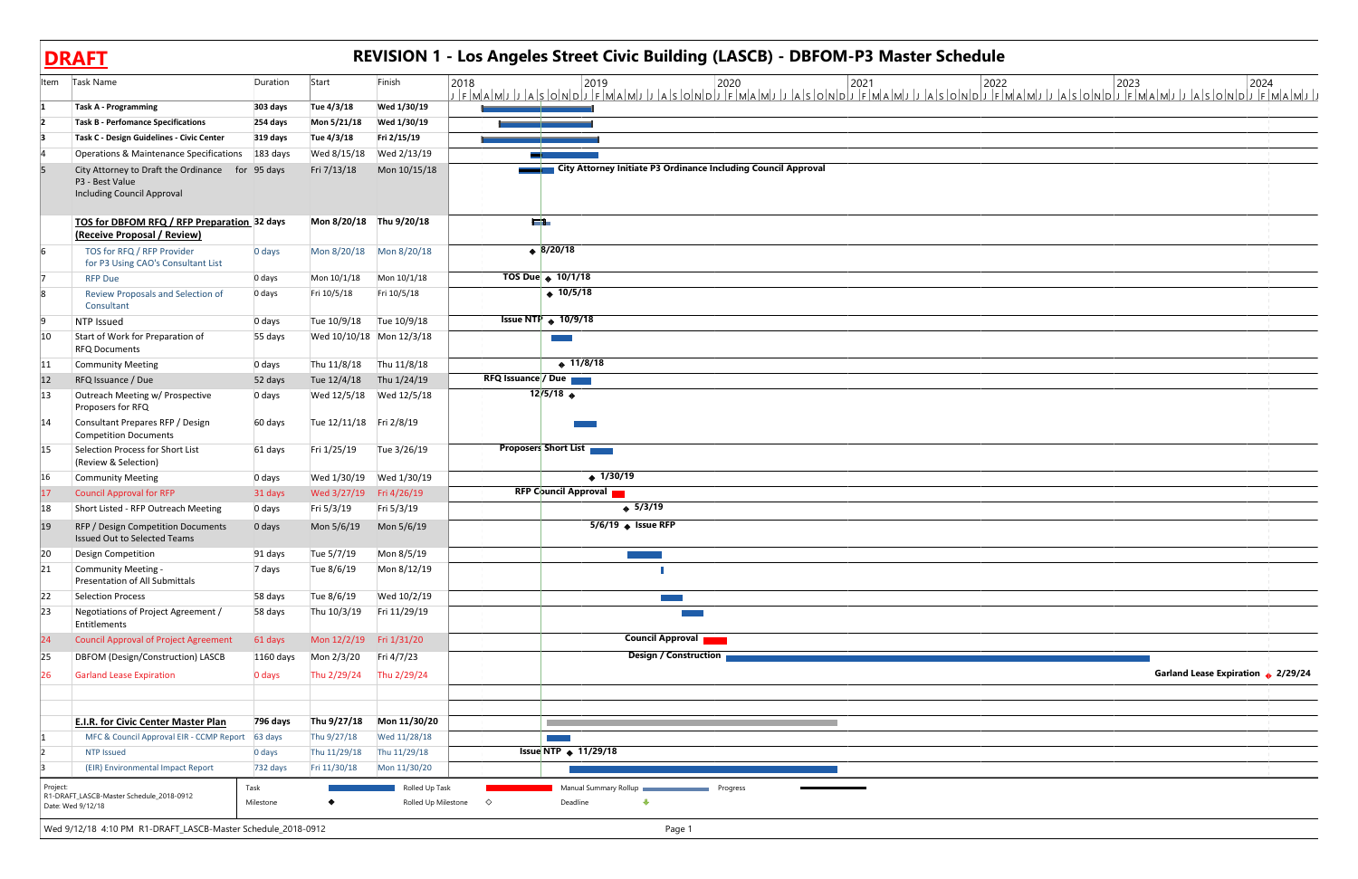**DRAFT**

# REVISION 1 - Los Angeles Street Civic Building (LASCB) - DBFOM-P3 Master Schedule

| Item | Task Name | Duration | Start | Finish |
|---|---|---|---|---|
| 1 | **Task A - Programming** | **303 days** | **Tue 4/3/18** | **Wed 1/30/19** |
| 2 | **Task B - Perfomance Specifications** | **254 days** | **Mon 5/21/18** | **Wed 1/30/19** |
| 3 | **Task C - Design Guidelines - Civic Center** | **319 days** | **Tue 4/3/18** | **Fri 2/15/19** |
| 4 | Operations & Maintenance Specifications | 183 days | Wed 8/15/18 | Wed 2/13/19 |
| 5 | City Attorney to Draft the Ordinance for P3 - Best Value Including Council Approval | 95 days | Fri 7/13/18 | Mon 10/15/18 |
| | **TOS for DBFOM RFQ / RFP Preparation (Receive Proposal / Review)** | **32 days** | **Mon 8/20/18** | **Thu 9/20/18** |
| 6 | TOS for RFQ / RFP Provider for P3 Using CAO's Consultant List | 0 days | Mon 8/20/18 | Mon 8/20/18 |
| 7 | RFP Due | 0 days | Mon 10/1/18 | Mon 10/1/18 |
| 8 | Review Proposals and Selection of Consultant | 0 days | Fri 10/5/18 | Fri 10/5/18 |
| 9 | NTP Issued | 0 days | Tue 10/9/18 | Tue 10/9/18 |
| 10 | Start of Work for Preparation of RFQ Documents | 55 days | Wed 10/10/18 | Mon 12/3/18 |
| 11 | Community Meeting | 0 days | Thu 11/8/18 | Thu 11/8/18 |
| 12 | RFQ Issuance / Due | 52 days | Tue 12/4/18 | Thu 1/24/19 |
| 13 | Outreach Meeting w/ Prospective Proposers for RFQ | 0 days | Wed 12/5/18 | Wed 12/5/18 |
| 14 | Consultant Prepares RFP / Design Competition Documents | 60 days | Tue 12/11/18 | Fri 2/8/19 |
| 15 | Selection Process for Short List (Review & Selection) | 61 days | Fri 1/25/19 | Tue 3/26/19 |
| 16 | Community Meeting | 0 days | Wed 1/30/19 | Wed 1/30/19 |
| 17 | Council Approval for RFP | 31 days | Wed 3/27/19 | Fri 4/26/19 |
| 18 | Short Listed - RFP Outreach Meeting | 0 days | Fri 5/3/19 | Fri 5/3/19 |
| 19 | RFP / Design Competition Documents Issued Out to Selected Teams | 0 days | Mon 5/6/19 | Mon 5/6/19 |
| 20 | Design Competition | 91 days | Tue 5/7/19 | Mon 8/5/19 |
| 21 | Community Meeting - Presentation of All Submittals | 7 days | Tue 8/6/19 | Mon 8/12/19 |
| 22 | Selection Process | 58 days | Tue 8/6/19 | Wed 10/2/19 |
| 23 | Negotiations of Project Agreement / Entitlements | 58 days | Thu 10/3/19 | Fri 11/29/19 |
| 24 | Council Approval of Project Agreement | 61 days | Mon 12/2/19 | Fri 1/31/20 |
| 25 | DBFOM (Design/Construction) LASCB | 1160 days | Mon 2/3/20 | Fri 4/7/23 |
| 26 | Garland Lease Expiration | 0 days | Thu 2/29/24 | Thu 2/29/24 |
| | | | | |
| | **E.I.R. for Civic Center Master Plan** | **796 days** | **Thu 9/27/18** | **Mon 11/30/20** |
| 1 | MFC & Council Approval EIR - CCMP Report | 63 days | Thu 9/27/18 | Wed 11/28/18 |
| 2 | NTP Issued | 0 days | Thu 11/29/18 | Thu 11/29/18 |
| 3 | (EIR) Environmental Impact Report | 732 days | Fri 11/30/18 | Mon 11/30/20 |

Gantt chart labels: City Attorney Initiate P3 Ordinance Including Council Approval; 8/20/18; TOS Due 10/1/18; 10/5/18; Issue NTP 10/9/18; 11/8/18; RFQ Issuance / Due; 12/5/18; Proposers Short List; 1/30/19; RFP Council Approval; 5/3/19; 5/6/19 Issue RFP; Council Approval; Design / Construction; Garland Lease Expiration 2/29/24; Issue NTP 11/29/18.

Project: R1-DRAFT_LASCB-Master Schedule_2018-0912
Date: Wed 9/12/18

Legend: Task; Milestone; Rolled Up Task; Rolled Up Milestone; Manual Summary Rollup; Deadline; Progress

Wed 9/12/18 4:10 PM R1-DRAFT_LASCB-Master Schedule_2018-0912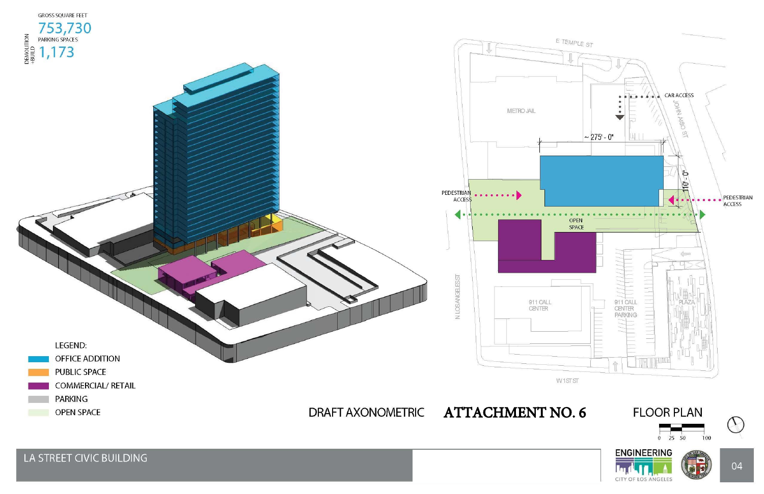DEMOLITION +BUILD

GROSS SQUARE FEET

753,730

PARKING SPACES

1,173

LEGEND:

- OFFICE ADDITION
- PUBLIC SPACE
- COMMERCIAL/ RETAIL
- PARKING
- OPEN SPACE

E TEMPLE ST

METRO JAIL

CAR ACCESS

JOHN AISO ST

~ 275' - 0"

110' - 0"

PEDESTRIAN ACCESS

PEDESTRIAN ACCESS

OPEN SPACE

N LOS ANGELES ST

911 CALL CENTER

911 CALL CENTER PARKING

PLAZA

W 1ST ST

DRAFT AXONOMETRIC

# ATTACHMENT NO. 6

FLOOR PLAN

0 25 50 100

LA STREET CIVIC BUILDING

ENGINEERING

CITY OF LOS ANGELES